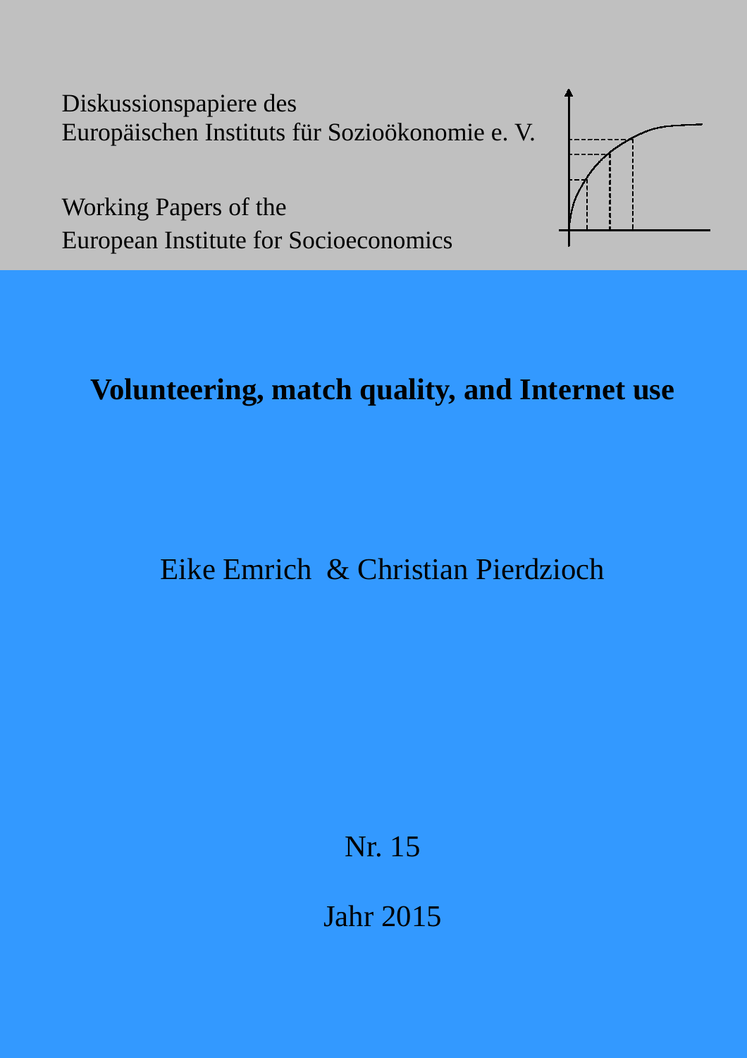Diskussionspapiere des
Europäischen Instituts für Sozioökonomie e. V.

Working Papers of the
European Institute for Socioeconomics

# Volunteering, match quality, and Internet use

Eike Emrich & Christian Pierdzioch

Nr. 15

Jahr 2015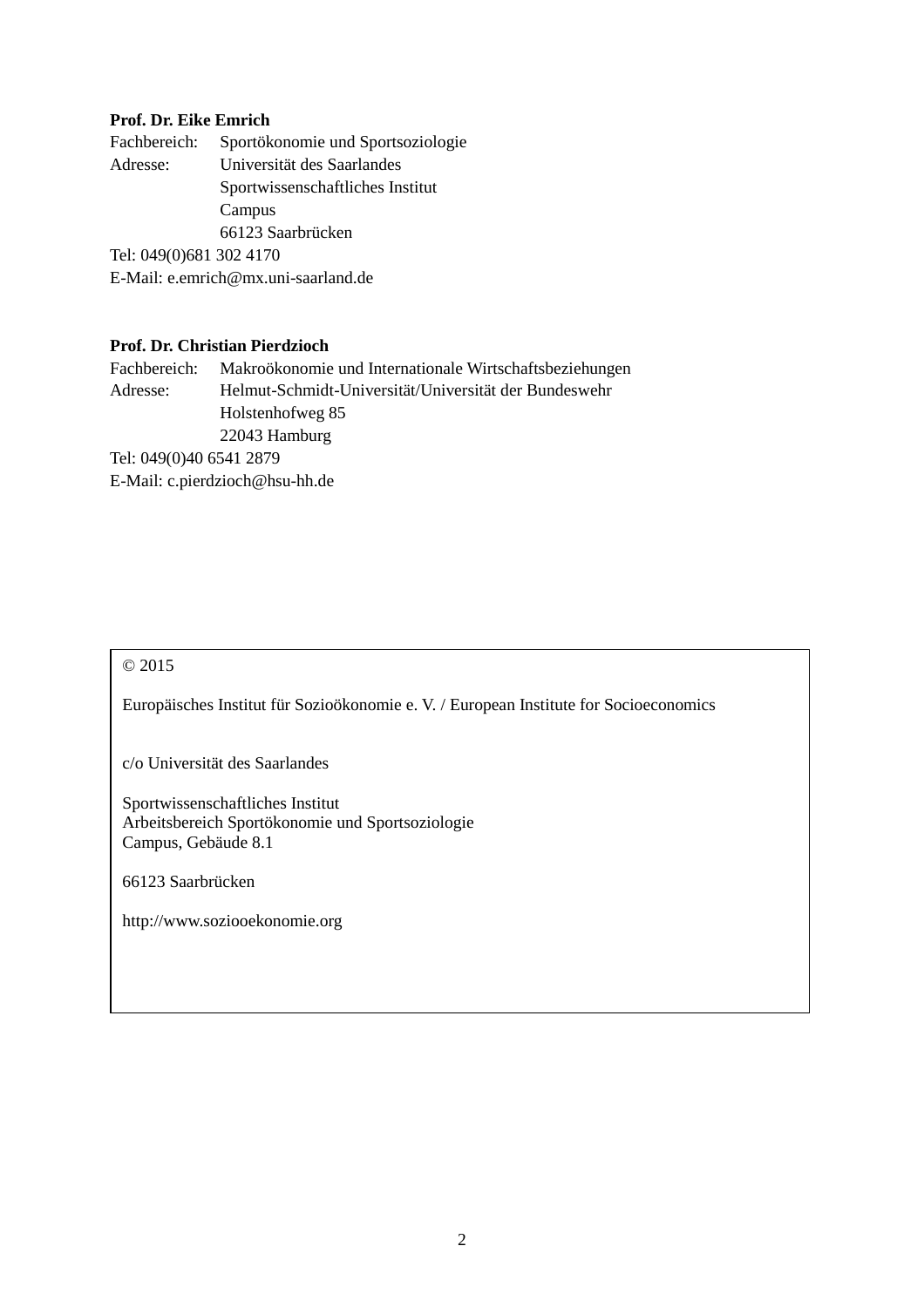**Prof. Dr. Eike Emrich**
Fachbereich: Sportökonomie und Sportsoziologie
Adresse: Universität des Saarlandes
Sportwissenschaftliches Institut
Campus
66123 Saarbrücken
Tel: 049(0)681 302 4170
E-Mail: e.emrich@mx.uni-saarland.de

**Prof. Dr. Christian Pierdzioch**
Fachbereich: Makroökonomie und Internationale Wirtschaftsbeziehungen
Adresse: Helmut-Schmidt-Universität/Universität der Bundeswehr
Holstenhofweg 85
22043 Hamburg
Tel: 049(0)40 6541 2879
E-Mail: c.pierdzioch@hsu-hh.de

© 2015

Europäisches Institut für Sozioökonomie e. V. / European Institute for Socioeconomics

c/o Universität des Saarlandes

Sportwissenschaftliches Institut
Arbeitsbereich Sportökonomie und Sportsoziologie
Campus, Gebäude 8.1

66123 Saarbrücken

http://www.soziooekonomie.org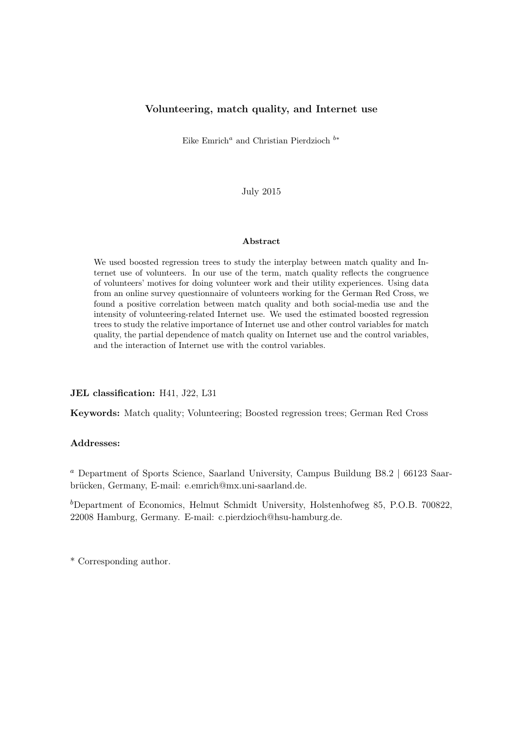# Volunteering, match quality, and Internet use

Eike Emrich[a] and Christian Pierdzioch [b*]

July 2015

### Abstract

We used boosted regression trees to study the interplay between match quality and Internet use of volunteers. In our use of the term, match quality reflects the congruence of volunteers' motives for doing volunteer work and their utility experiences. Using data from an online survey questionnaire of volunteers working for the German Red Cross, we found a positive correlation between match quality and both social-media use and the intensity of volunteering-related Internet use. We used the estimated boosted regression trees to study the relative importance of Internet use and other control variables for match quality, the partial dependence of match quality on Internet use and the control variables, and the interaction of Internet use with the control variables.

**JEL classification:** H41, J22, L31

**Keywords:** Match quality; Volunteering; Boosted regression trees; German Red Cross

**Addresses:**

[a] Department of Sports Science, Saarland University, Campus Buildung B8.2 | 66123 Saarbrücken, Germany, E-mail: e.emrich@mx.uni-saarland.de.

[b]Department of Economics, Helmut Schmidt University, Holstenhofweg 85, P.O.B. 700822, 22008 Hamburg, Germany. E-mail: c.pierdzioch@hsu-hamburg.de.

* Corresponding author.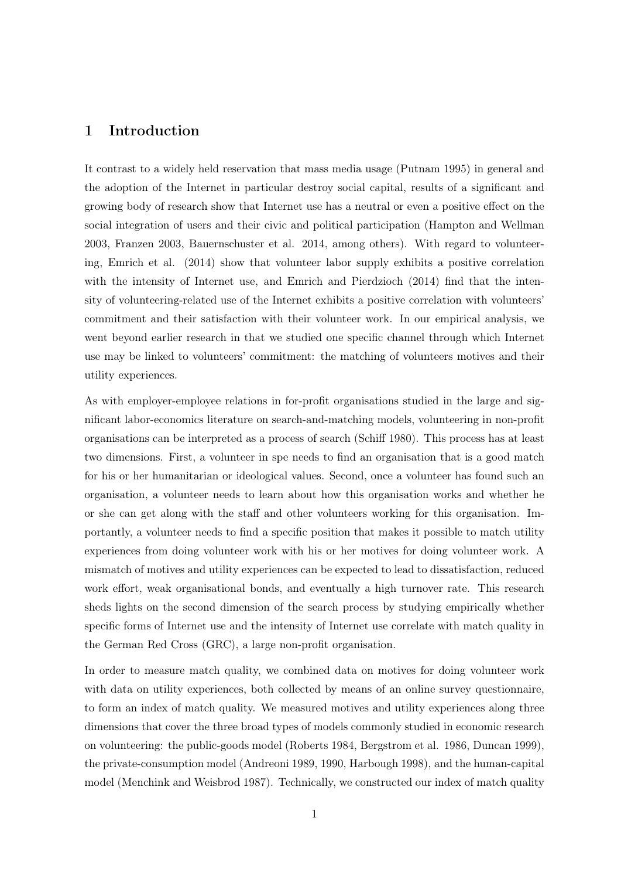# 1 Introduction

It contrast to a widely held reservation that mass media usage (Putnam 1995) in general and the adoption of the Internet in particular destroy social capital, results of a significant and growing body of research show that Internet use has a neutral or even a positive effect on the social integration of users and their civic and political participation (Hampton and Wellman 2003, Franzen 2003, Bauernschuster et al. 2014, among others). With regard to volunteering, Emrich et al. (2014) show that volunteer labor supply exhibits a positive correlation with the intensity of Internet use, and Emrich and Pierdzioch (2014) find that the intensity of volunteering-related use of the Internet exhibits a positive correlation with volunteers' commitment and their satisfaction with their volunteer work. In our empirical analysis, we went beyond earlier research in that we studied one specific channel through which Internet use may be linked to volunteers' commitment: the matching of volunteers motives and their utility experiences.

As with employer-employee relations in for-profit organisations studied in the large and significant labor-economics literature on search-and-matching models, volunteering in non-profit organisations can be interpreted as a process of search (Schiff 1980). This process has at least two dimensions. First, a volunteer in spe needs to find an organisation that is a good match for his or her humanitarian or ideological values. Second, once a volunteer has found such an organisation, a volunteer needs to learn about how this organisation works and whether he or she can get along with the staff and other volunteers working for this organisation. Importantly, a volunteer needs to find a specific position that makes it possible to match utility experiences from doing volunteer work with his or her motives for doing volunteer work. A mismatch of motives and utility experiences can be expected to lead to dissatisfaction, reduced work effort, weak organisational bonds, and eventually a high turnover rate. This research sheds lights on the second dimension of the search process by studying empirically whether specific forms of Internet use and the intensity of Internet use correlate with match quality in the German Red Cross (GRC), a large non-profit organisation.

In order to measure match quality, we combined data on motives for doing volunteer work with data on utility experiences, both collected by means of an online survey questionnaire, to form an index of match quality. We measured motives and utility experiences along three dimensions that cover the three broad types of models commonly studied in economic research on volunteering: the public-goods model (Roberts 1984, Bergstrom et al. 1986, Duncan 1999), the private-consumption model (Andreoni 1989, 1990, Harbough 1998), and the human-capital model (Menchink and Weisbrod 1987). Technically, we constructed our index of match quality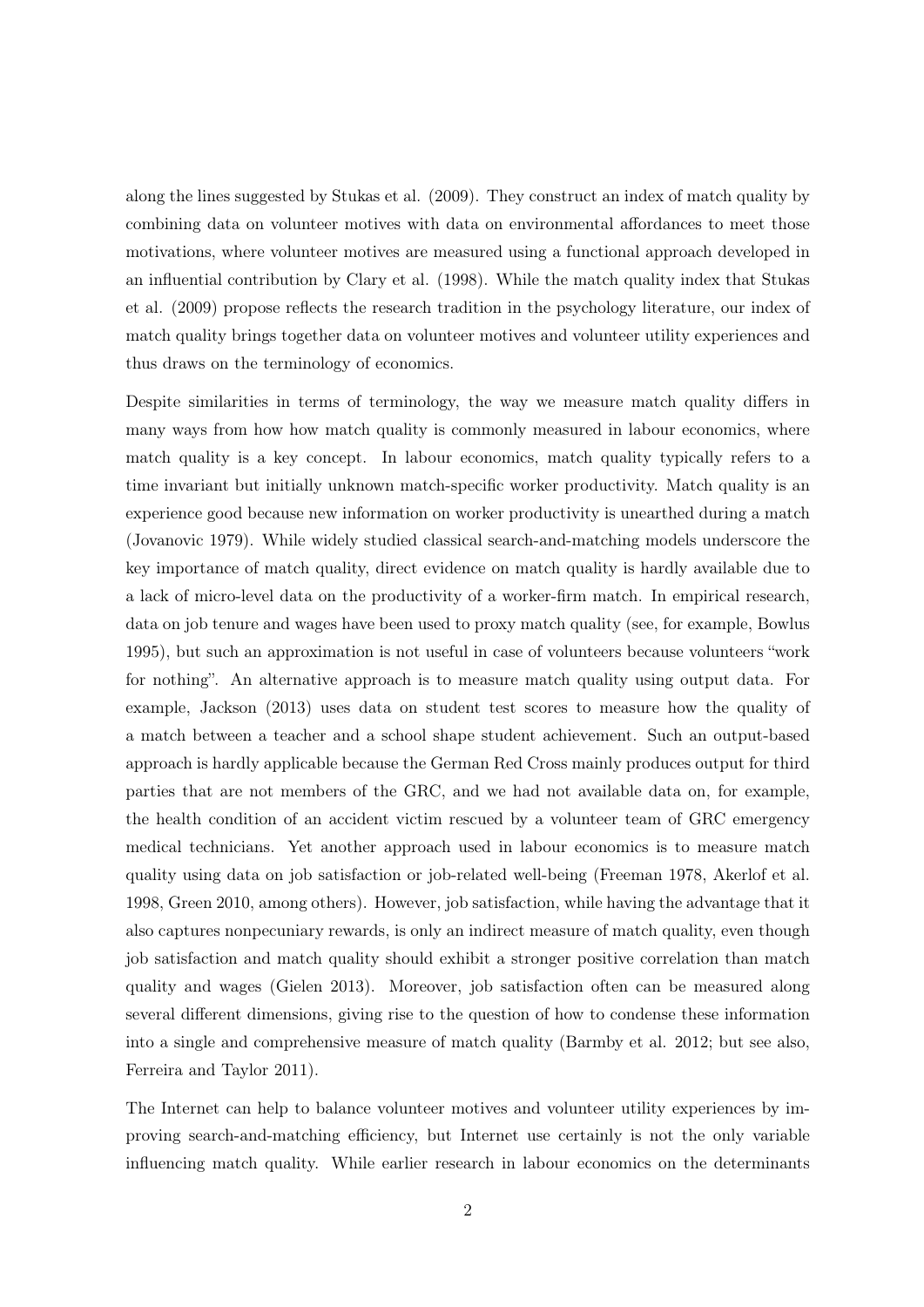along the lines suggested by Stukas et al. (2009). They construct an index of match quality by combining data on volunteer motives with data on environmental affordances to meet those motivations, where volunteer motives are measured using a functional approach developed in an influential contribution by Clary et al. (1998). While the match quality index that Stukas et al. (2009) propose reflects the research tradition in the psychology literature, our index of match quality brings together data on volunteer motives and volunteer utility experiences and thus draws on the terminology of economics.

Despite similarities in terms of terminology, the way we measure match quality differs in many ways from how how match quality is commonly measured in labour economics, where match quality is a key concept. In labour economics, match quality typically refers to a time invariant but initially unknown match-specific worker productivity. Match quality is an experience good because new information on worker productivity is unearthed during a match (Jovanovic 1979). While widely studied classical search-and-matching models underscore the key importance of match quality, direct evidence on match quality is hardly available due to a lack of micro-level data on the productivity of a worker-firm match. In empirical research, data on job tenure and wages have been used to proxy match quality (see, for example, Bowlus 1995), but such an approximation is not useful in case of volunteers because volunteers "work for nothing". An alternative approach is to measure match quality using output data. For example, Jackson (2013) uses data on student test scores to measure how the quality of a match between a teacher and a school shape student achievement. Such an output-based approach is hardly applicable because the German Red Cross mainly produces output for third parties that are not members of the GRC, and we had not available data on, for example, the health condition of an accident victim rescued by a volunteer team of GRC emergency medical technicians. Yet another approach used in labour economics is to measure match quality using data on job satisfaction or job-related well-being (Freeman 1978, Akerlof et al. 1998, Green 2010, among others). However, job satisfaction, while having the advantage that it also captures nonpecuniary rewards, is only an indirect measure of match quality, even though job satisfaction and match quality should exhibit a stronger positive correlation than match quality and wages (Gielen 2013). Moreover, job satisfaction often can be measured along several different dimensions, giving rise to the question of how to condense these information into a single and comprehensive measure of match quality (Barmby et al. 2012; but see also, Ferreira and Taylor 2011).

The Internet can help to balance volunteer motives and volunteer utility experiences by improving search-and-matching efficiency, but Internet use certainly is not the only variable influencing match quality. While earlier research in labour economics on the determinants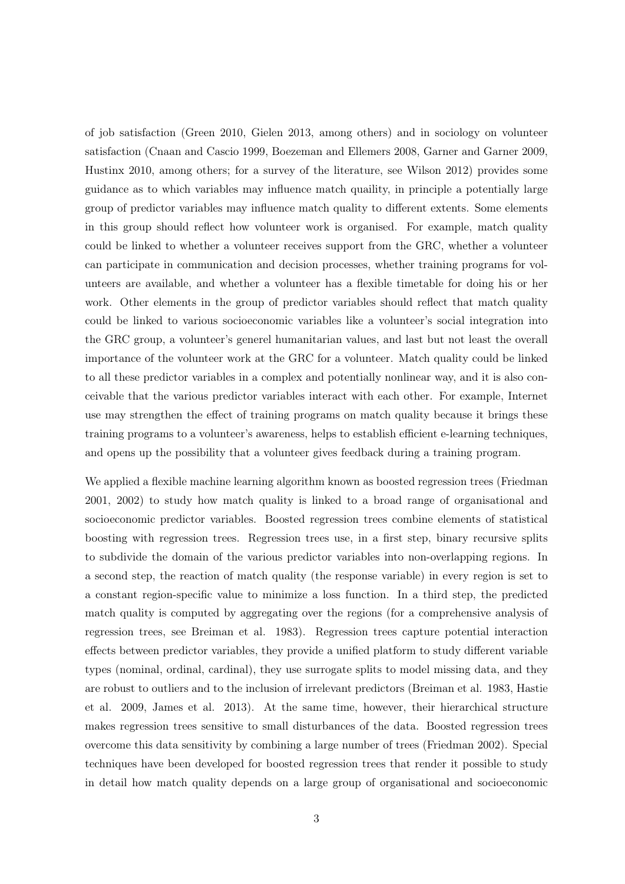of job satisfaction (Green 2010, Gielen 2013, among others) and in sociology on volunteer satisfaction (Cnaan and Cascio 1999, Boezeman and Ellemers 2008, Garner and Garner 2009, Hustinx 2010, among others; for a survey of the literature, see Wilson 2012) provides some guidance as to which variables may influence match quaility, in principle a potentially large group of predictor variables may influence match quality to different extents. Some elements in this group should reflect how volunteer work is organised. For example, match quality could be linked to whether a volunteer receives support from the GRC, whether a volunteer can participate in communication and decision processes, whether training programs for volunteers are available, and whether a volunteer has a flexible timetable for doing his or her work. Other elements in the group of predictor variables should reflect that match quality could be linked to various socioeconomic variables like a volunteer's social integration into the GRC group, a volunteer's generel humanitarian values, and last but not least the overall importance of the volunteer work at the GRC for a volunteer. Match quality could be linked to all these predictor variables in a complex and potentially nonlinear way, and it is also conceivable that the various predictor variables interact with each other. For example, Internet use may strengthen the effect of training programs on match quality because it brings these training programs to a volunteer's awareness, helps to establish efficient e-learning techniques, and opens up the possibility that a volunteer gives feedback during a training program.

We applied a flexible machine learning algorithm known as boosted regression trees (Friedman 2001, 2002) to study how match quality is linked to a broad range of organisational and socioeconomic predictor variables. Boosted regression trees combine elements of statistical boosting with regression trees. Regression trees use, in a first step, binary recursive splits to subdivide the domain of the various predictor variables into non-overlapping regions. In a second step, the reaction of match quality (the response variable) in every region is set to a constant region-specific value to minimize a loss function. In a third step, the predicted match quality is computed by aggregating over the regions (for a comprehensive analysis of regression trees, see Breiman et al. 1983). Regression trees capture potential interaction effects between predictor variables, they provide a unified platform to study different variable types (nominal, ordinal, cardinal), they use surrogate splits to model missing data, and they are robust to outliers and to the inclusion of irrelevant predictors (Breiman et al. 1983, Hastie et al. 2009, James et al. 2013). At the same time, however, their hierarchical structure makes regression trees sensitive to small disturbances of the data. Boosted regression trees overcome this data sensitivity by combining a large number of trees (Friedman 2002). Special techniques have been developed for boosted regression trees that render it possible to study in detail how match quality depends on a large group of organisational and socioeconomic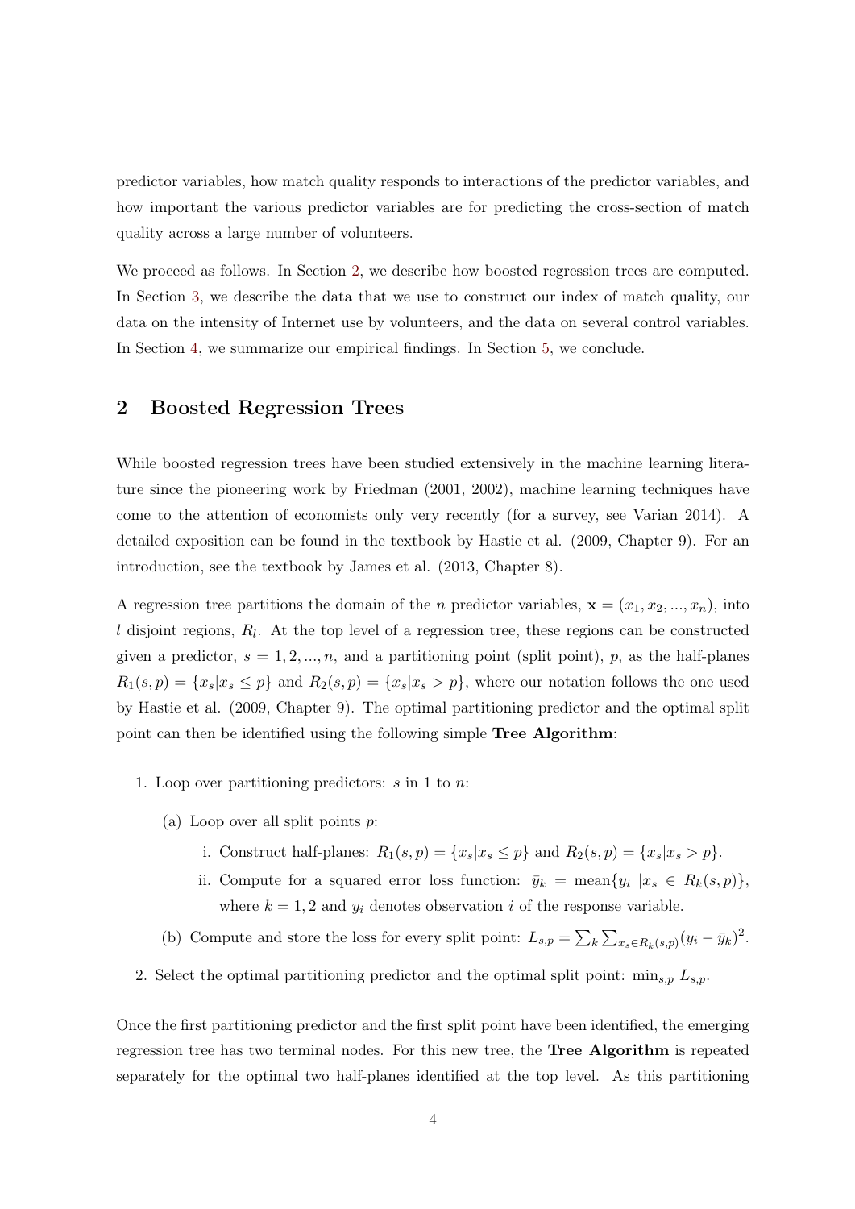predictor variables, how match quality responds to interactions of the predictor variables, and how important the various predictor variables are for predicting the cross-section of match quality across a large number of volunteers.

We proceed as follows. In Section 2, we describe how boosted regression trees are computed. In Section 3, we describe the data that we use to construct our index of match quality, our data on the intensity of Internet use by volunteers, and the data on several control variables. In Section 4, we summarize our empirical findings. In Section 5, we conclude.

## 2 Boosted Regression Trees

While boosted regression trees have been studied extensively in the machine learning literature since the pioneering work by Friedman (2001, 2002), machine learning techniques have come to the attention of economists only very recently (for a survey, see Varian 2014). A detailed exposition can be found in the textbook by Hastie et al. (2009, Chapter 9). For an introduction, see the textbook by James et al. (2013, Chapter 8).

A regression tree partitions the domain of the $n$ predictor variables, $\mathbf{x} = (x_1, x_2, ..., x_n)$, into $l$ disjoint regions, $R_l$. At the top level of a regression tree, these regions can be constructed given a predictor, $s = 1, 2, ..., n$, and a partitioning point (split point), $p$, as the half-planes $R_1(s,p) = \{x_s | x_s \leq p\}$ and $R_2(s,p) = \{x_s | x_s > p\}$, where our notation follows the one used by Hastie et al. (2009, Chapter 9). The optimal partitioning predictor and the optimal split point can then be identified using the following simple **Tree Algorithm**:

1. Loop over partitioning predictors: $s$ in 1 to $n$:
   (a) Loop over all split points $p$:
      i. Construct half-planes: $R_1(s,p) = \{x_s | x_s \leq p\}$ and $R_2(s,p) = \{x_s | x_s > p\}$.
      ii. Compute for a squared error loss function: $\bar{y}_k = \text{mean}\{y_i \; | x_s \in R_k(s,p)\}$, where $k = 1, 2$ and $y_i$ denotes observation $i$ of the response variable.
   (b) Compute and store the loss for every split point: $L_{s,p} = \sum_k \sum_{x_s \in R_k(s,p)} (y_i - \bar{y}_k)^2$.
2. Select the optimal partitioning predictor and the optimal split point: $\min_{s,p} L_{s,p}$.

Once the first partitioning predictor and the first split point have been identified, the emerging regression tree has two terminal nodes. For this new tree, the **Tree Algorithm** is repeated separately for the optimal two half-planes identified at the top level. As this partitioning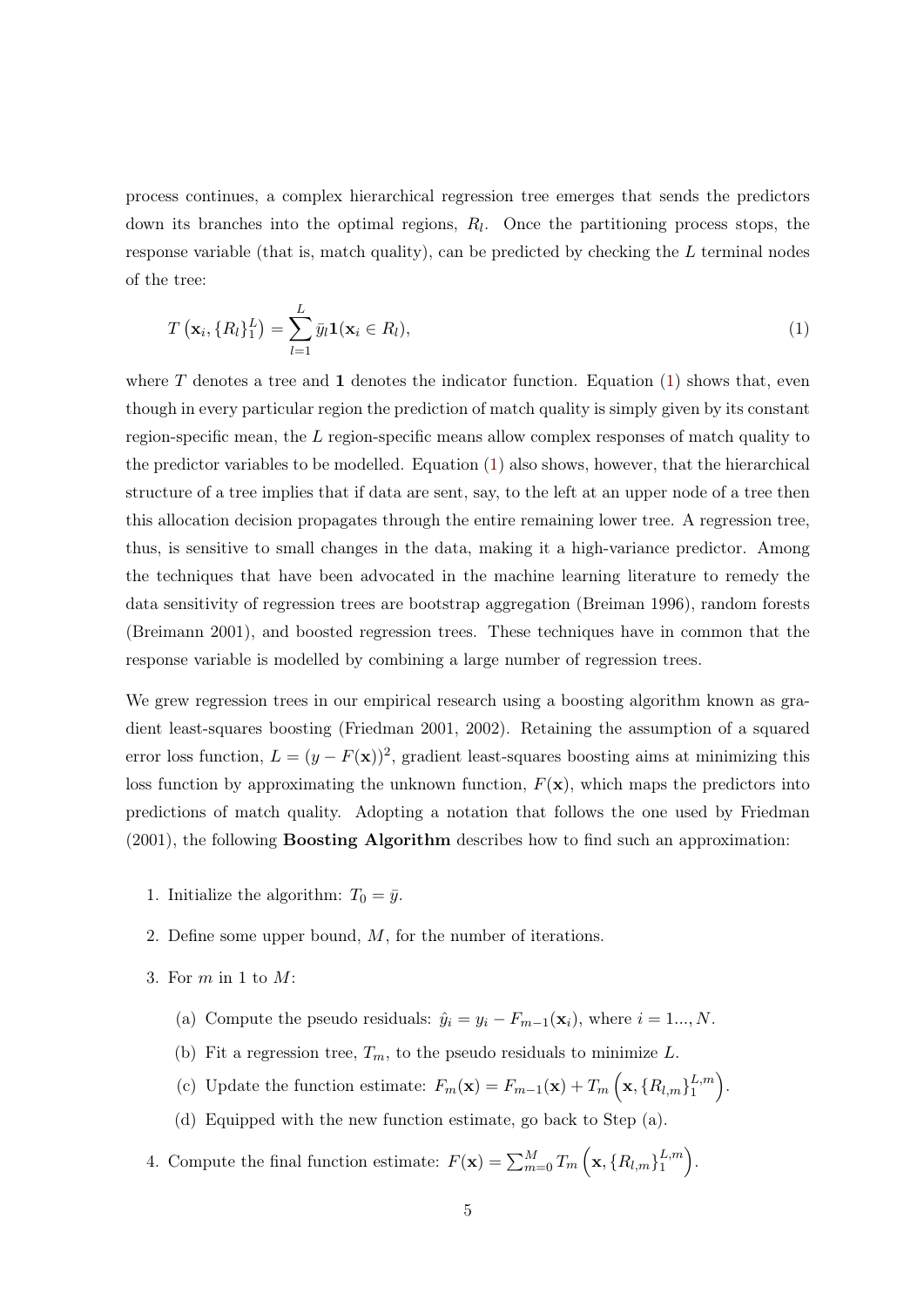process continues, a complex hierarchical regression tree emerges that sends the predictors down its branches into the optimal regions, $R_l$. Once the partitioning process stops, the response variable (that is, match quality), can be predicted by checking the $L$ terminal nodes of the tree:

$$T\left(\mathbf{x}_i, \{R_l\}_1^L\right) = \sum_{l=1}^{L} \bar{y}_l \mathbf{1}(\mathbf{x}_i \in R_l), \tag{1}$$

where $T$ denotes a tree and $\mathbf{1}$ denotes the indicator function. Equation (1) shows that, even though in every particular region the prediction of match quality is simply given by its constant region-specific mean, the $L$ region-specific means allow complex responses of match quality to the predictor variables to be modelled. Equation (1) also shows, however, that the hierarchical structure of a tree implies that if data are sent, say, to the left at an upper node of a tree then this allocation decision propagates through the entire remaining lower tree. A regression tree, thus, is sensitive to small changes in the data, making it a high-variance predictor. Among the techniques that have been advocated in the machine learning literature to remedy the data sensitivity of regression trees are bootstrap aggregation (Breiman 1996), random forests (Breimann 2001), and boosted regression trees. These techniques have in common that the response variable is modelled by combining a large number of regression trees.

We grew regression trees in our empirical research using a boosting algorithm known as gradient least-squares boosting (Friedman 2001, 2002). Retaining the assumption of a squared error loss function, $L = (y - F(\mathbf{x}))^2$, gradient least-squares boosting aims at minimizing this loss function by approximating the unknown function, $F(\mathbf{x})$, which maps the predictors into predictions of match quality. Adopting a notation that follows the one used by Friedman (2001), the following **Boosting Algorithm** describes how to find such an approximation:

1. Initialize the algorithm: $T_0 = \bar{y}$.
2. Define some upper bound, $M$, for the number of iterations.
3. For $m$ in 1 to $M$:
   (a) Compute the pseudo residuals: $\hat{y}_i = y_i - F_{m-1}(\mathbf{x}_i)$, where $i = 1..., N$.
   (b) Fit a regression tree, $T_m$, to the pseudo residuals to minimize $L$.
   (c) Update the function estimate: $F_m(\mathbf{x}) = F_{m-1}(\mathbf{x}) + T_m\left(\mathbf{x}, \{R_{l,m}\}_1^{L,m}\right)$.
   (d) Equipped with the new function estimate, go back to Step (a).
4. Compute the final function estimate: $F(\mathbf{x}) = \sum_{m=0}^{M} T_m\left(\mathbf{x}, \{R_{l,m}\}_1^{L,m}\right)$.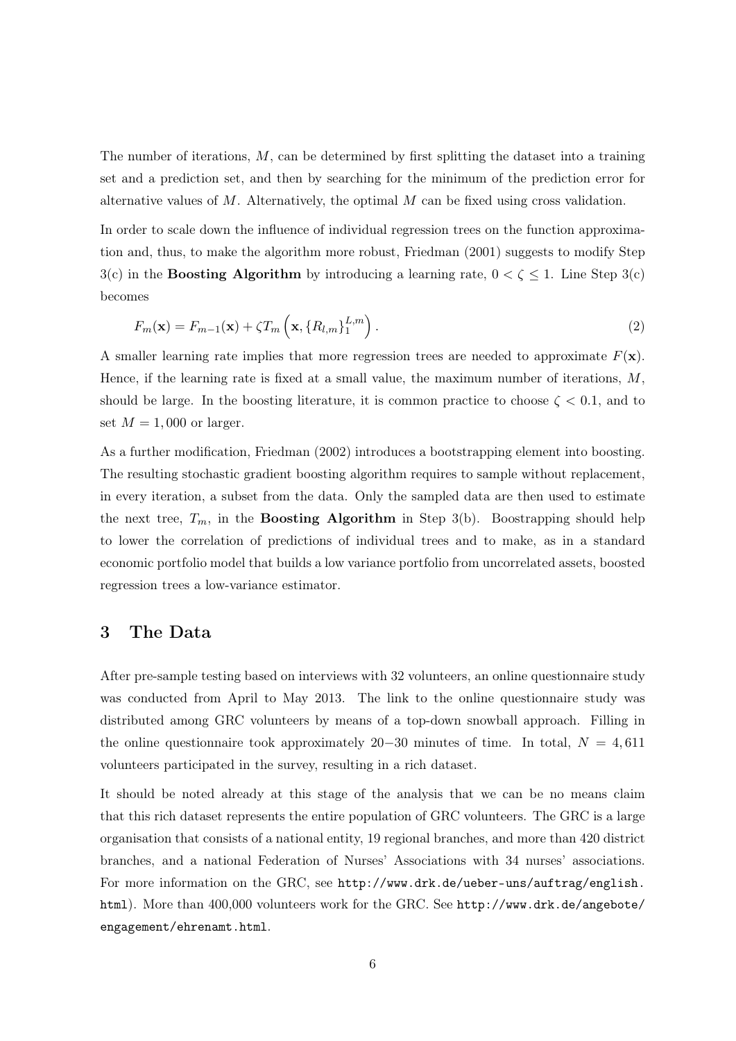The number of iterations, $M$, can be determined by first splitting the dataset into a training set and a prediction set, and then by searching for the minimum of the prediction error for alternative values of $M$. Alternatively, the optimal $M$ can be fixed using cross validation.

In order to scale down the influence of individual regression trees on the function approximation and, thus, to make the algorithm more robust, Friedman (2001) suggests to modify Step 3(c) in the **Boosting Algorithm** by introducing a learning rate, $0 < \zeta \leq 1$. Line Step 3(c) becomes

$$F_m(\mathbf{x}) = F_{m-1}(\mathbf{x}) + \zeta T_m\left(\mathbf{x}, \{R_{l,m}\}_1^{L,m}\right). \tag{2}$$

A smaller learning rate implies that more regression trees are needed to approximate $F(\mathbf{x})$. Hence, if the learning rate is fixed at a small value, the maximum number of iterations, $M$, should be large. In the boosting literature, it is common practice to choose $\zeta < 0.1$, and to set $M = 1,000$ or larger.

As a further modification, Friedman (2002) introduces a bootstrapping element into boosting. The resulting stochastic gradient boosting algorithm requires to sample without replacement, in every iteration, a subset from the data. Only the sampled data are then used to estimate the next tree, $T_m$, in the **Boosting Algorithm** in Step 3(b). Boostrapping should help to lower the correlation of predictions of individual trees and to make, as in a standard economic portfolio model that builds a low variance portfolio from uncorrelated assets, boosted regression trees a low-variance estimator.

## 3 The Data

After pre-sample testing based on interviews with 32 volunteers, an online questionnaire study was conducted from April to May 2013. The link to the online questionnaire study was distributed among GRC volunteers by means of a top-down snowball approach. Filling in the online questionnaire took approximately 20−30 minutes of time. In total, $N = 4,611$ volunteers participated in the survey, resulting in a rich dataset.

It should be noted already at this stage of the analysis that we can be no means claim that this rich dataset represents the entire population of GRC volunteers. The GRC is a large organisation that consists of a national entity, 19 regional branches, and more than 420 district branches, and a national Federation of Nurses' Associations with 34 nurses' associations. For more information on the GRC, see `http://www.drk.de/ueber-uns/auftrag/english.html`). More than 400,000 volunteers work for the GRC. See `http://www.drk.de/angebote/engagement/ehrenamt.html`.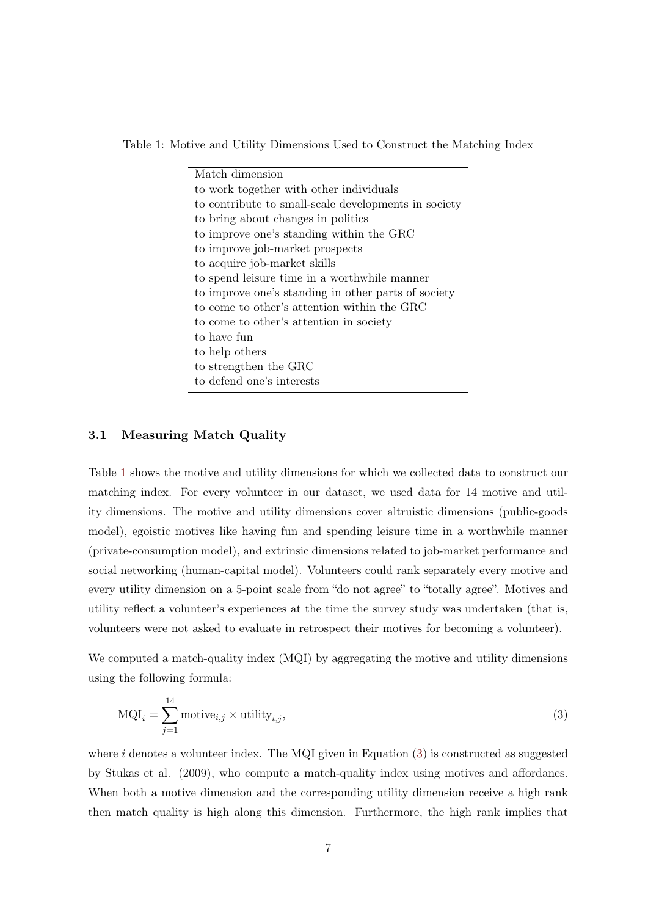Table 1: Motive and Utility Dimensions Used to Construct the Matching Index

| Match dimension |
|---|
| to work together with other individuals |
| to contribute to small-scale developments in society |
| to bring about changes in politics |
| to improve one's standing within the GRC |
| to improve job-market prospects |
| to acquire job-market skills |
| to spend leisure time in a worthwhile manner |
| to improve one's standing in other parts of society |
| to come to other's attention within the GRC |
| to come to other's attention in society |
| to have fun |
| to help others |
| to strengthen the GRC |
| to defend one's interests |

### 3.1 Measuring Match Quality

Table 1 shows the motive and utility dimensions for which we collected data to construct our matching index. For every volunteer in our dataset, we used data for 14 motive and utility dimensions. The motive and utility dimensions cover altruistic dimensions (public-goods model), egoistic motives like having fun and spending leisure time in a worthwhile manner (private-consumption model), and extrinsic dimensions related to job-market performance and social networking (human-capital model). Volunteers could rank separately every motive and every utility dimension on a 5-point scale from "do not agree" to "totally agree". Motives and utility reflect a volunteer's experiences at the time the survey study was undertaken (that is, volunteers were not asked to evaluate in retrospect their motives for becoming a volunteer).

We computed a match-quality index (MQI) by aggregating the motive and utility dimensions using the following formula:

$$\text{MQI}_i = \sum_{j=1}^{14} \text{motive}_{i,j} \times \text{utility}_{i,j}, \tag{3}$$

where $i$ denotes a volunteer index. The MQI given in Equation (3) is constructed as suggested by Stukas et al. (2009), who compute a match-quality index using motives and affordanes. When both a motive dimension and the corresponding utility dimension receive a high rank then match quality is high along this dimension. Furthermore, the high rank implies that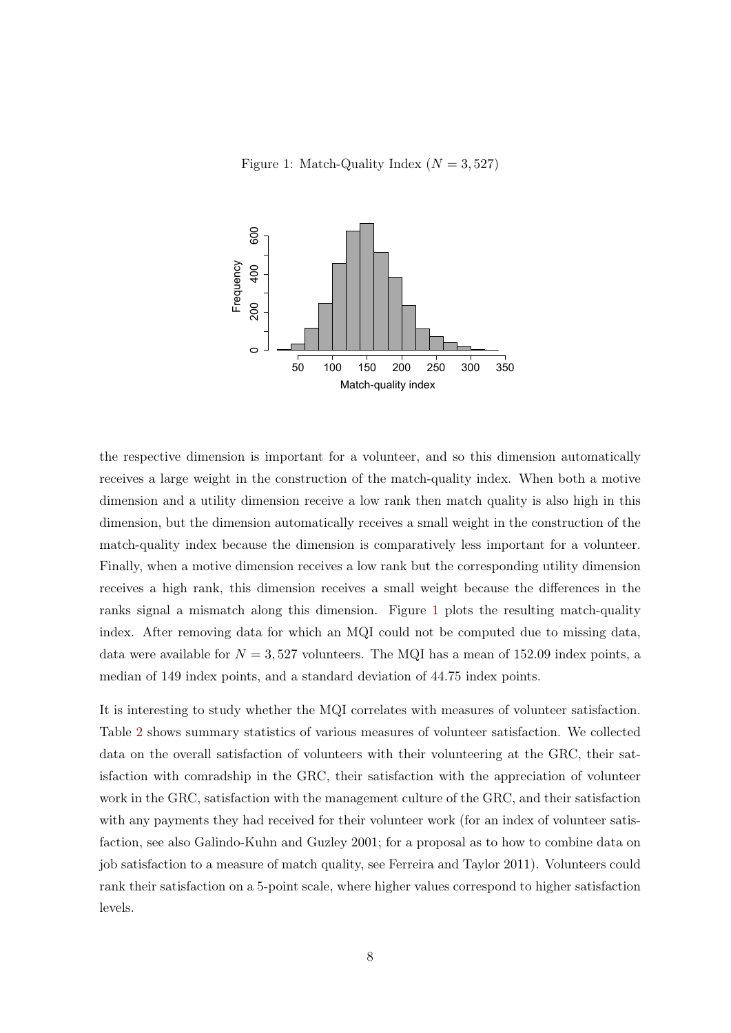Figure 1: Match-Quality Index ($N = 3,527$)

the respective dimension is important for a volunteer, and so this dimension automatically receives a large weight in the construction of the match-quality index. When both a motive dimension and a utility dimension receive a low rank then match quality is also high in this dimension, but the dimension automatically receives a small weight in the construction of the match-quality index because the dimension is comparatively less important for a volunteer. Finally, when a motive dimension receives a low rank but the corresponding utility dimension receives a high rank, this dimension receives a small weight because the differences in the ranks signal a mismatch along this dimension. Figure 1 plots the resulting match-quality index. After removing data for which an MQI could not be computed due to missing data, data were available for $N = 3,527$ volunteers. The MQI has a mean of 152.09 index points, a median of 149 index points, and a standard deviation of 44.75 index points.

It is interesting to study whether the MQI correlates with measures of volunteer satisfaction. Table 2 shows summary statistics of various measures of volunteer satisfaction. We collected data on the overall satisfaction of volunteers with their volunteering at the GRC, their satisfaction with comradship in the GRC, their satisfaction with the appreciation of volunteer work in the GRC, satisfaction with the management culture of the GRC, and their satisfaction with any payments they had received for their volunteer work (for an index of volunteer satisfaction, see also Galindo-Kuhn and Guzley 2001; for a proposal as to how to combine data on job satisfaction to a measure of match quality, see Ferreira and Taylor 2011). Volunteers could rank their satisfaction on a 5-point scale, where higher values correspond to higher satisfaction levels.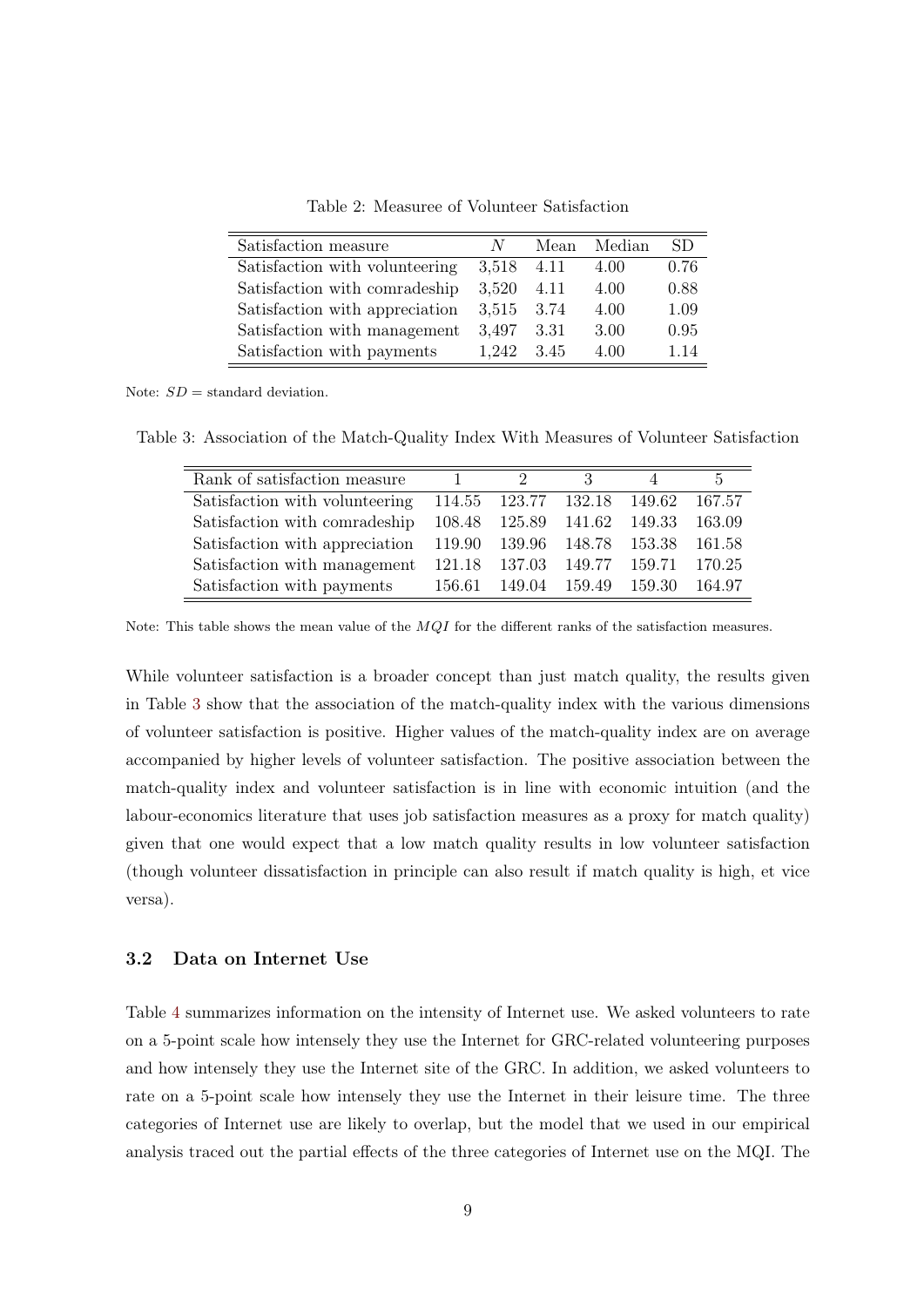Table 2: Measuree of Volunteer Satisfaction

| Satisfaction measure | $N$ | Mean | Median | SD |
|---|---|---|---|---|
| Satisfaction with volunteering | 3,518 | 4.11 | 4.00 | 0.76 |
| Satisfaction with comradeship | 3,520 | 4.11 | 4.00 | 0.88 |
| Satisfaction with appreciation | 3,515 | 3.74 | 4.00 | 1.09 |
| Satisfaction with management | 3,497 | 3.31 | 3.00 | 0.95 |
| Satisfaction with payments | 1,242 | 3.45 | 4.00 | 1.14 |

Note: $SD$ = standard deviation.

Table 3: Association of the Match-Quality Index With Measures of Volunteer Satisfaction

| Rank of satisfaction measure | 1 | 2 | 3 | 4 | 5 |
|---|---|---|---|---|---|
| Satisfaction with volunteering | 114.55 | 123.77 | 132.18 | 149.62 | 167.57 |
| Satisfaction with comradeship | 108.48 | 125.89 | 141.62 | 149.33 | 163.09 |
| Satisfaction with appreciation | 119.90 | 139.96 | 148.78 | 153.38 | 161.58 |
| Satisfaction with management | 121.18 | 137.03 | 149.77 | 159.71 | 170.25 |
| Satisfaction with payments | 156.61 | 149.04 | 159.49 | 159.30 | 164.97 |

Note: This table shows the mean value of the $MQI$ for the different ranks of the satisfaction measures.

While volunteer satisfaction is a broader concept than just match quality, the results given in Table 3 show that the association of the match-quality index with the various dimensions of volunteer satisfaction is positive. Higher values of the match-quality index are on average accompanied by higher levels of volunteer satisfaction. The positive association between the match-quality index and volunteer satisfaction is in line with economic intuition (and the labour-economics literature that uses job satisfaction measures as a proxy for match quality) given that one would expect that a low match quality results in low volunteer satisfaction (though volunteer dissatisfaction in principle can also result if match quality is high, et vice versa).

### 3.2 Data on Internet Use

Table 4 summarizes information on the intensity of Internet use. We asked volunteers to rate on a 5-point scale how intensely they use the Internet for GRC-related volunteering purposes and how intensely they use the Internet site of the GRC. In addition, we asked volunteers to rate on a 5-point scale how intensely they use the Internet in their leisure time. The three categories of Internet use are likely to overlap, but the model that we used in our empirical analysis traced out the partial effects of the three categories of Internet use on the MQI. The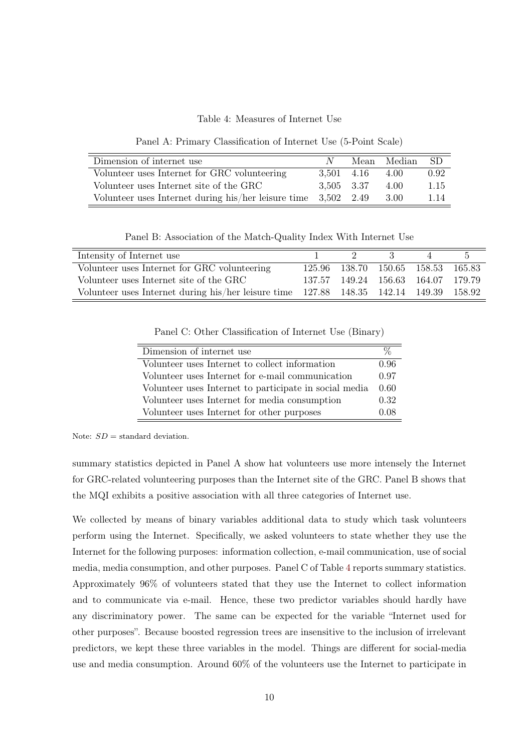Table 4: Measures of Internet Use

Panel A: Primary Classification of Internet Use (5-Point Scale)

| Dimension of internet use | $N$ | Mean | Median | SD |
|---|---|---|---|---|
| Volunteer uses Internet for GRC volunteering | 3,501 | 4.16 | 4.00 | 0.92 |
| Volunteer uses Internet site of the GRC | 3,505 | 3.37 | 4.00 | 1.15 |
| Volunteer uses Internet during his/her leisure time | 3,502 | 2.49 | 3.00 | 1.14 |

Panel B: Association of the Match-Quality Index With Internet Use

| Intensity of Internet use | 1 | 2 | 3 | 4 | 5 |
|---|---|---|---|---|---|
| Volunteer uses Internet for GRC volunteering | 125.96 | 138.70 | 150.65 | 158.53 | 165.83 |
| Volunteer uses Internet site of the GRC | 137.57 | 149.24 | 156.63 | 164.07 | 179.79 |
| Volunteer uses Internet during his/her leisure time | 127.88 | 148.35 | 142.14 | 149.39 | 158.92 |

Panel C: Other Classification of Internet Use (Binary)

| Dimension of internet use | % |
|---|---|
| Volunteer uses Internet to collect information | 0.96 |
| Volunteer uses Internet for e-mail communication | 0.97 |
| Volunteer uses Internet to participate in social media | 0.60 |
| Volunteer uses Internet for media consumption | 0.32 |
| Volunteer uses Internet for other purposes | 0.08 |

Note: $SD$ = standard deviation.

summary statistics depicted in Panel A show hat volunteers use more intensely the Internet for GRC-related volunteering purposes than the Internet site of the GRC. Panel B shows that the MQI exhibits a positive association with all three categories of Internet use.

We collected by means of binary variables additional data to study which task volunteers perform using the Internet. Specifically, we asked volunteers to state whether they use the Internet for the following purposes: information collection, e-mail communication, use of social media, media consumption, and other purposes. Panel C of Table 4 reports summary statistics. Approximately 96% of volunteers stated that they use the Internet to collect information and to communicate via e-mail. Hence, these two predictor variables should hardly have any discriminatory power. The same can be expected for the variable "Internet used for other purposes". Because boosted regression trees are insensitive to the inclusion of irrelevant predictors, we kept these three variables in the model. Things are different for social-media use and media consumption. Around 60% of the volunteers use the Internet to participate in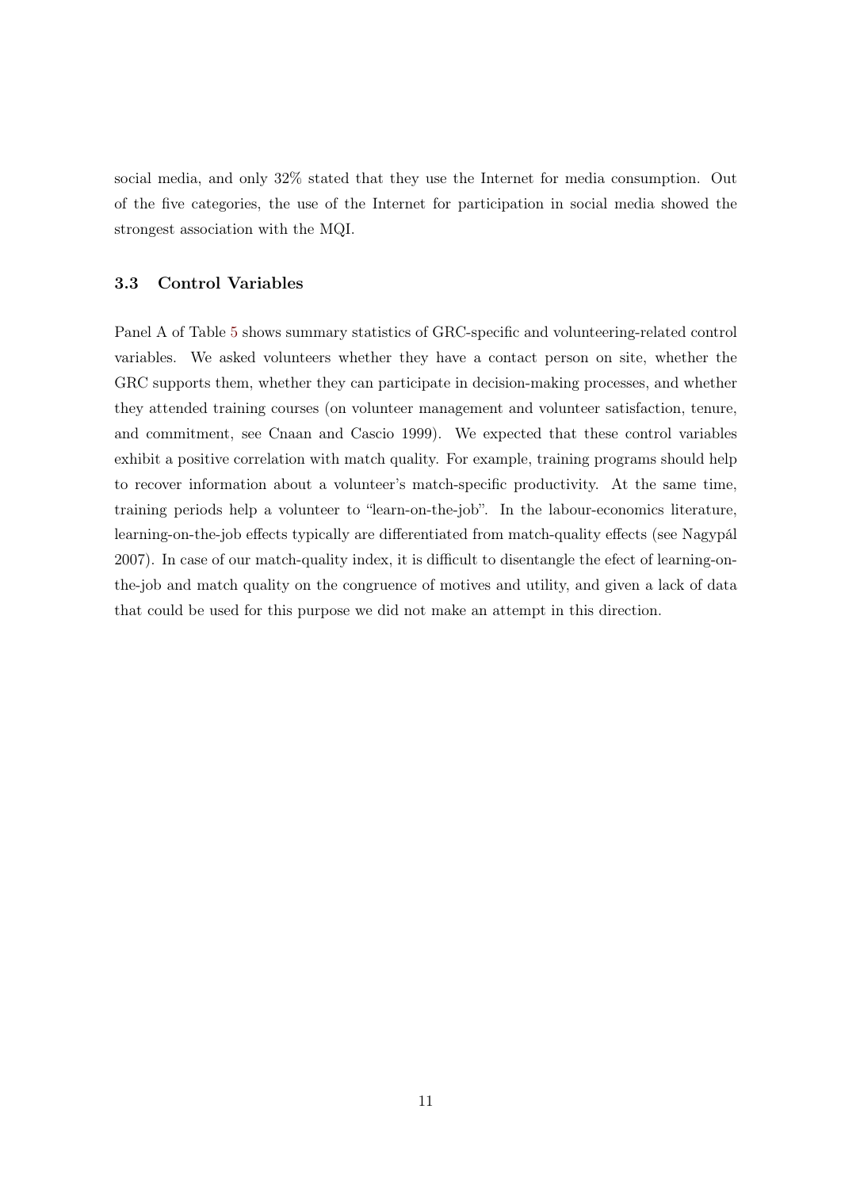social media, and only 32% stated that they use the Internet for media consumption. Out of the five categories, the use of the Internet for participation in social media showed the strongest association with the MQI.

### 3.3 Control Variables

Panel A of Table 5 shows summary statistics of GRC-specific and volunteering-related control variables. We asked volunteers whether they have a contact person on site, whether the GRC supports them, whether they can participate in decision-making processes, and whether they attended training courses (on volunteer management and volunteer satisfaction, tenure, and commitment, see Cnaan and Cascio 1999). We expected that these control variables exhibit a positive correlation with match quality. For example, training programs should help to recover information about a volunteer's match-specific productivity. At the same time, training periods help a volunteer to "learn-on-the-job". In the labour-economics literature, learning-on-the-job effects typically are differentiated from match-quality effects (see Nagypál 2007). In case of our match-quality index, it is difficult to disentangle the efect of learning-on-the-job and match quality on the congruence of motives and utility, and given a lack of data that could be used for this purpose we did not make an attempt in this direction.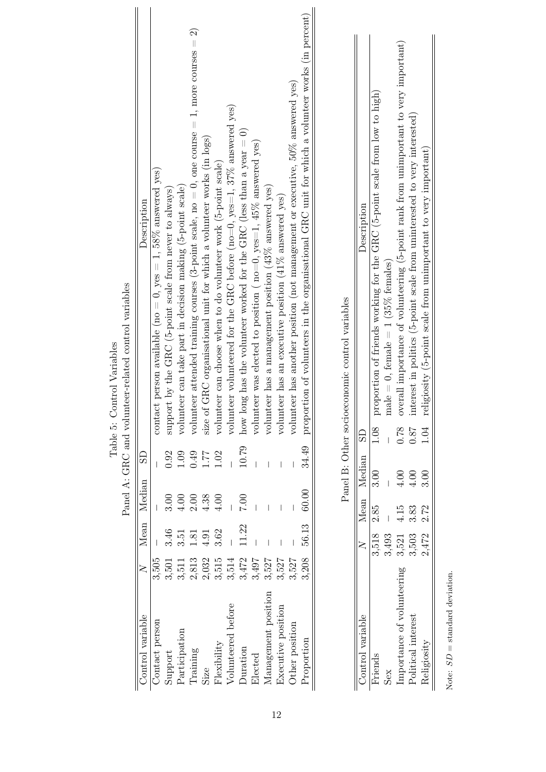Table 5: Control Variables

Panel A: GRC and volunteer-related control variables

| Control variable | $N$ | Mean | Median | SD | Description |
|---|---|---|---|---|---|
| Contact person | 3,505 | – | – | – | contact person available (no = 0, yes = 1, 58% answered yes) |
| Support | 3,501 | 3.46 | 3.00 | 0.92 | support by the GRC (5-point scale from never to always) |
| Participation | 3,511 | 3.51 | 4.00 | 1.09 | volunteer can take part in decision making (5-point scale) |
| Training | 2,813 | 1.81 | 2.00 | 0.49 | volunteer attended training courses (3-point scale, no = 0, one course = 1, more courses = 2) |
| Size | 2,032 | 4.91 | 4.38 | 1.77 | size of GRC organisational unit for which a volunteer works (in logs) |
| Flexibility | 3,515 | 3.62 | 4.00 | 1.02 | volunteer can choose when to do volunteer work (5-point scale) |
| Volunteered before | 3,514 | – | – | – | volunteer volunteered for the GRC before (no=0, yes=1, 37% answered yes) |
| Duration | 3,472 | 11.22 | 7.00 | 10.79 | how long has the volunteer worked for the GRC (less than a year = 0) |
| Elected | 3,497 | – | – | – | volunteer was elected to position ( no=0, yes=1, 45% answered yes) |
| Management position | 3,527 | – | – | – | volunteer has a management position (43% answered yes) |
| Executive position | 3,527 | – | – | – | volunteer has an executive position (41% answered yes) |
| Other position | 3,527 | – | – | – | volunteer has another position (not management or executive, 50% answered yes) |
| Proportion | 3,208 | 56.13 | 60.00 | 34.49 | proportion of volunteers in the organisational GRC unit for which a volunteer works (in percent) |

Panel B: Other socioeconomic control variables

| Control variable | $N$ | Mean | Median | SD | Description |
|---|---|---|---|---|---|
| Friends | 3,518 | 2.85 | 3.00 | 1.08 | proportion of friends working for the GRC (5-point scale from low to high) |
| Sex | 3,493 | – | – | – | male = 0, female = 1 (35% females) |
| Importance of volunteering | 3,521 | 4.15 | 4.00 | 0.78 | overall importance of volunteering (5-point rank from unimportant to very important) |
| Political interest | 3,503 | 3.83 | 4.00 | 0.87 | interest in politics (5-point scale from uninterested to very interested) |
| Religiosity | 2,472 | 2.72 | 3.00 | 1.04 | religiosity (5-point scale from unimportant to very important) |

Note: $SD$ = standard deviation.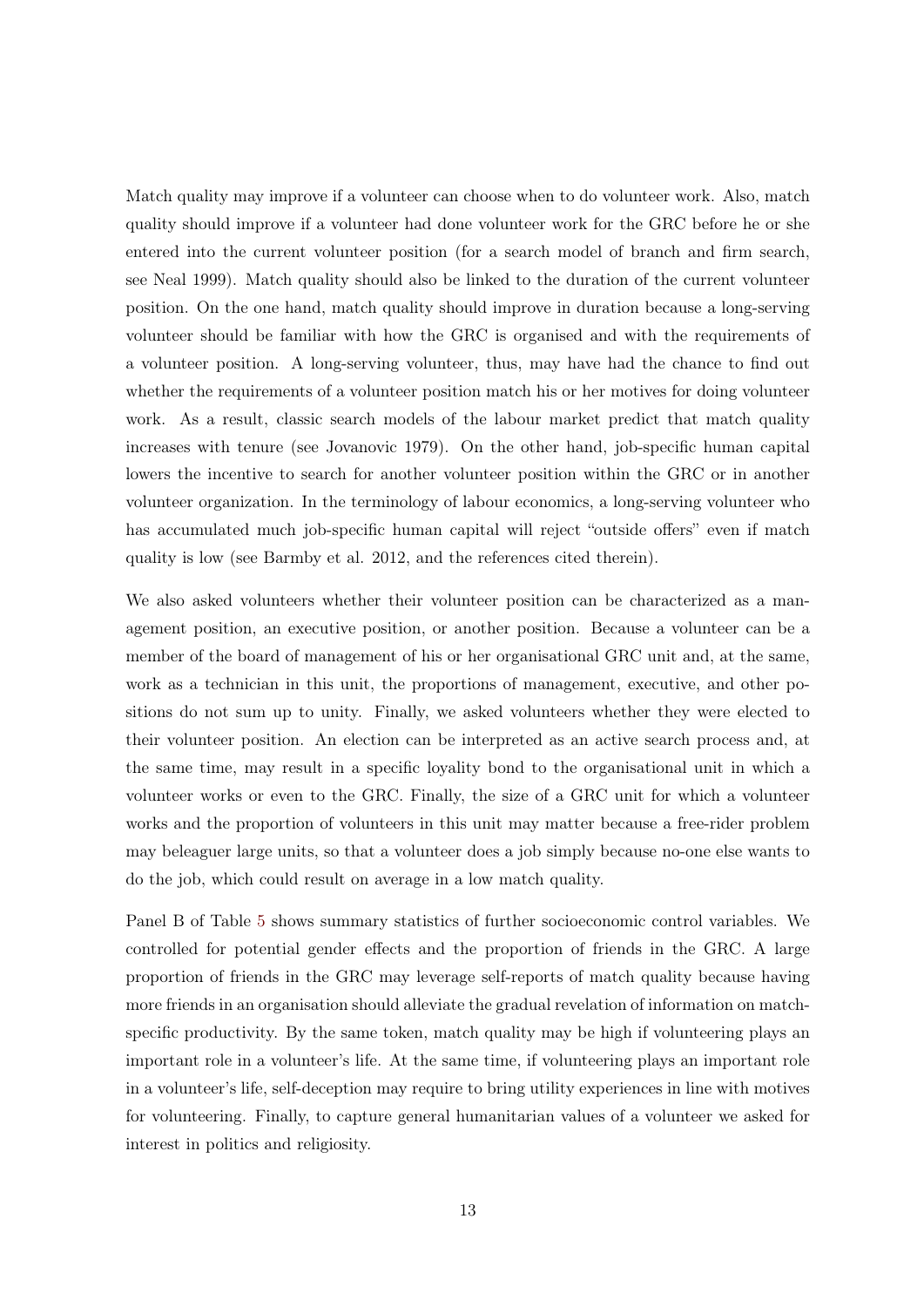Match quality may improve if a volunteer can choose when to do volunteer work. Also, match quality should improve if a volunteer had done volunteer work for the GRC before he or she entered into the current volunteer position (for a search model of branch and firm search, see Neal 1999). Match quality should also be linked to the duration of the current volunteer position. On the one hand, match quality should improve in duration because a long-serving volunteer should be familiar with how the GRC is organised and with the requirements of a volunteer position. A long-serving volunteer, thus, may have had the chance to find out whether the requirements of a volunteer position match his or her motives for doing volunteer work. As a result, classic search models of the labour market predict that match quality increases with tenure (see Jovanovic 1979). On the other hand, job-specific human capital lowers the incentive to search for another volunteer position within the GRC or in another volunteer organization. In the terminology of labour economics, a long-serving volunteer who has accumulated much job-specific human capital will reject "outside offers" even if match quality is low (see Barmby et al. 2012, and the references cited therein).

We also asked volunteers whether their volunteer position can be characterized as a management position, an executive position, or another position. Because a volunteer can be a member of the board of management of his or her organisational GRC unit and, at the same, work as a technician in this unit, the proportions of management, executive, and other positions do not sum up to unity. Finally, we asked volunteers whether they were elected to their volunteer position. An election can be interpreted as an active search process and, at the same time, may result in a specific loyality bond to the organisational unit in which a volunteer works or even to the GRC. Finally, the size of a GRC unit for which a volunteer works and the proportion of volunteers in this unit may matter because a free-rider problem may beleaguer large units, so that a volunteer does a job simply because no-one else wants to do the job, which could result on average in a low match quality.

Panel B of Table 5 shows summary statistics of further socioeconomic control variables. We controlled for potential gender effects and the proportion of friends in the GRC. A large proportion of friends in the GRC may leverage self-reports of match quality because having more friends in an organisation should alleviate the gradual revelation of information on match-specific productivity. By the same token, match quality may be high if volunteering plays an important role in a volunteer's life. At the same time, if volunteering plays an important role in a volunteer's life, self-deception may require to bring utility experiences in line with motives for volunteering. Finally, to capture general humanitarian values of a volunteer we asked for interest in politics and religiosity.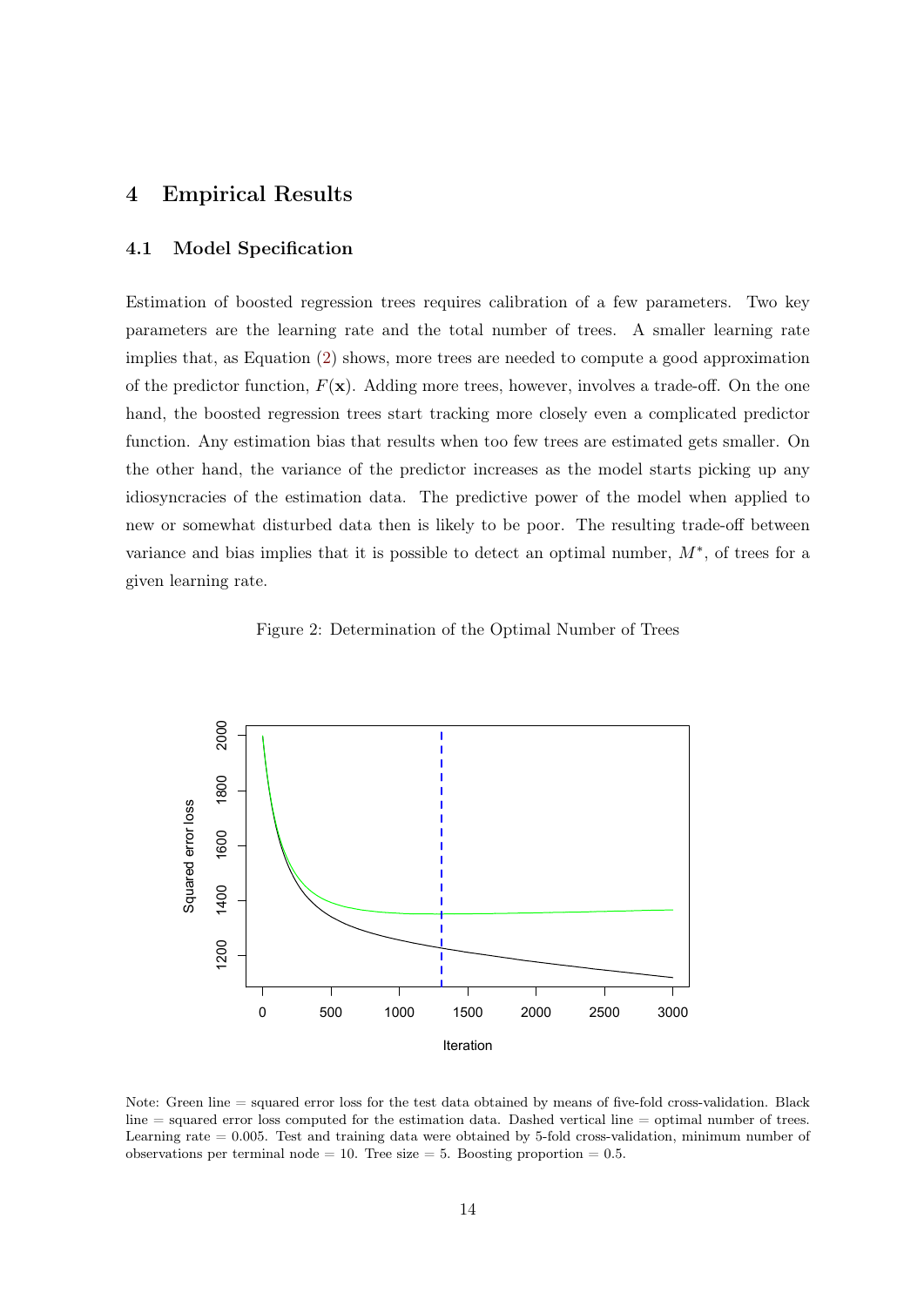# 4 Empirical Results

## 4.1 Model Specification

Estimation of boosted regression trees requires calibration of a few parameters. Two key parameters are the learning rate and the total number of trees. A smaller learning rate implies that, as Equation (2) shows, more trees are needed to compute a good approximation of the predictor function, $F(\mathbf{x})$. Adding more trees, however, involves a trade-off. On the one hand, the boosted regression trees start tracking more closely even a complicated predictor function. Any estimation bias that results when too few trees are estimated gets smaller. On the other hand, the variance of the predictor increases as the model starts picking up any idiosyncracies of the estimation data. The predictive power of the model when applied to new or somewhat disturbed data then is likely to be poor. The resulting trade-off between variance and bias implies that it is possible to detect an optimal number, $M^*$, of trees for a given learning rate.

Figure 2: Determination of the Optimal Number of Trees

Note: Green line = squared error loss for the test data obtained by means of five-fold cross-validation. Black line = squared error loss computed for the estimation data. Dashed vertical line = optimal number of trees. Learning rate = 0.005. Test and training data were obtained by 5-fold cross-validation, minimum number of observations per terminal node = 10. Tree size = 5. Boosting proportion = 0.5.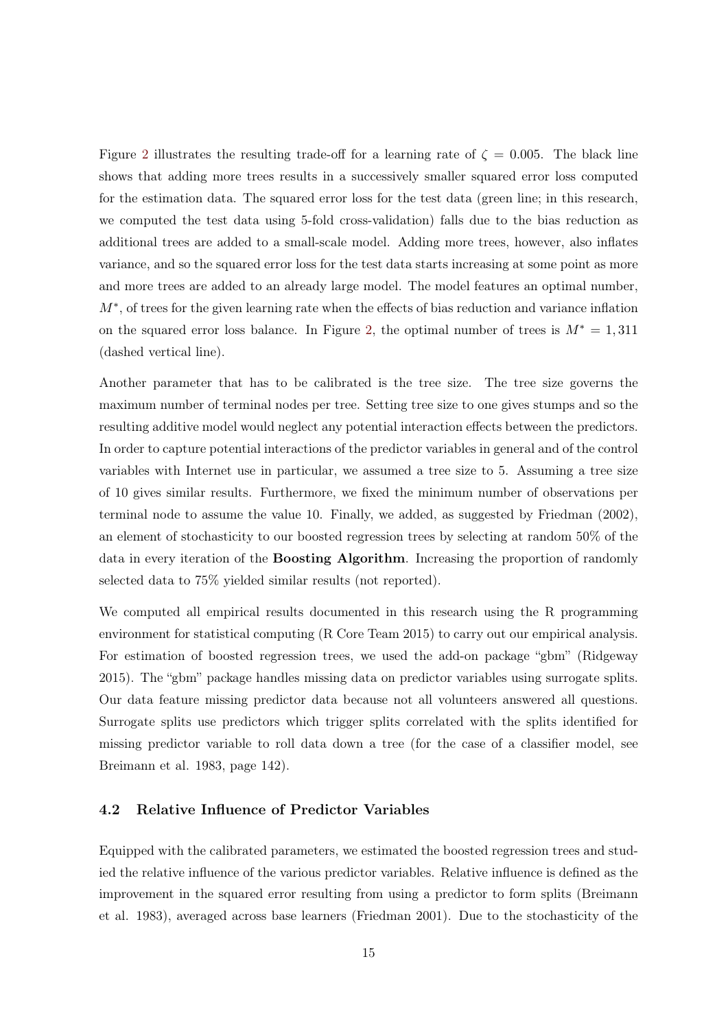Figure 2 illustrates the resulting trade-off for a learning rate of $\zeta = 0.005$. The black line shows that adding more trees results in a successively smaller squared error loss computed for the estimation data. The squared error loss for the test data (green line; in this research, we computed the test data using 5-fold cross-validation) falls due to the bias reduction as additional trees are added to a small-scale model. Adding more trees, however, also inflates variance, and so the squared error loss for the test data starts increasing at some point as more and more trees are added to an already large model. The model features an optimal number, $M^*$, of trees for the given learning rate when the effects of bias reduction and variance inflation on the squared error loss balance. In Figure 2, the optimal number of trees is $M^* = 1,311$ (dashed vertical line).

Another parameter that has to be calibrated is the tree size. The tree size governs the maximum number of terminal nodes per tree. Setting tree size to one gives stumps and so the resulting additive model would neglect any potential interaction effects between the predictors. In order to capture potential interactions of the predictor variables in general and of the control variables with Internet use in particular, we assumed a tree size to 5. Assuming a tree size of 10 gives similar results. Furthermore, we fixed the minimum number of observations per terminal node to assume the value 10. Finally, we added, as suggested by Friedman (2002), an element of stochasticity to our boosted regression trees by selecting at random 50% of the data in every iteration of the **Boosting Algorithm**. Increasing the proportion of randomly selected data to 75% yielded similar results (not reported).

We computed all empirical results documented in this research using the R programming environment for statistical computing (R Core Team 2015) to carry out our empirical analysis. For estimation of boosted regression trees, we used the add-on package "gbm" (Ridgeway 2015). The "gbm" package handles missing data on predictor variables using surrogate splits. Our data feature missing predictor data because not all volunteers answered all questions. Surrogate splits use predictors which trigger splits correlated with the splits identified for missing predictor variable to roll data down a tree (for the case of a classifier model, see Breimann et al. 1983, page 142).

### 4.2 Relative Influence of Predictor Variables

Equipped with the calibrated parameters, we estimated the boosted regression trees and studied the relative influence of the various predictor variables. Relative influence is defined as the improvement in the squared error resulting from using a predictor to form splits (Breimann et al. 1983), averaged across base learners (Friedman 2001). Due to the stochasticity of the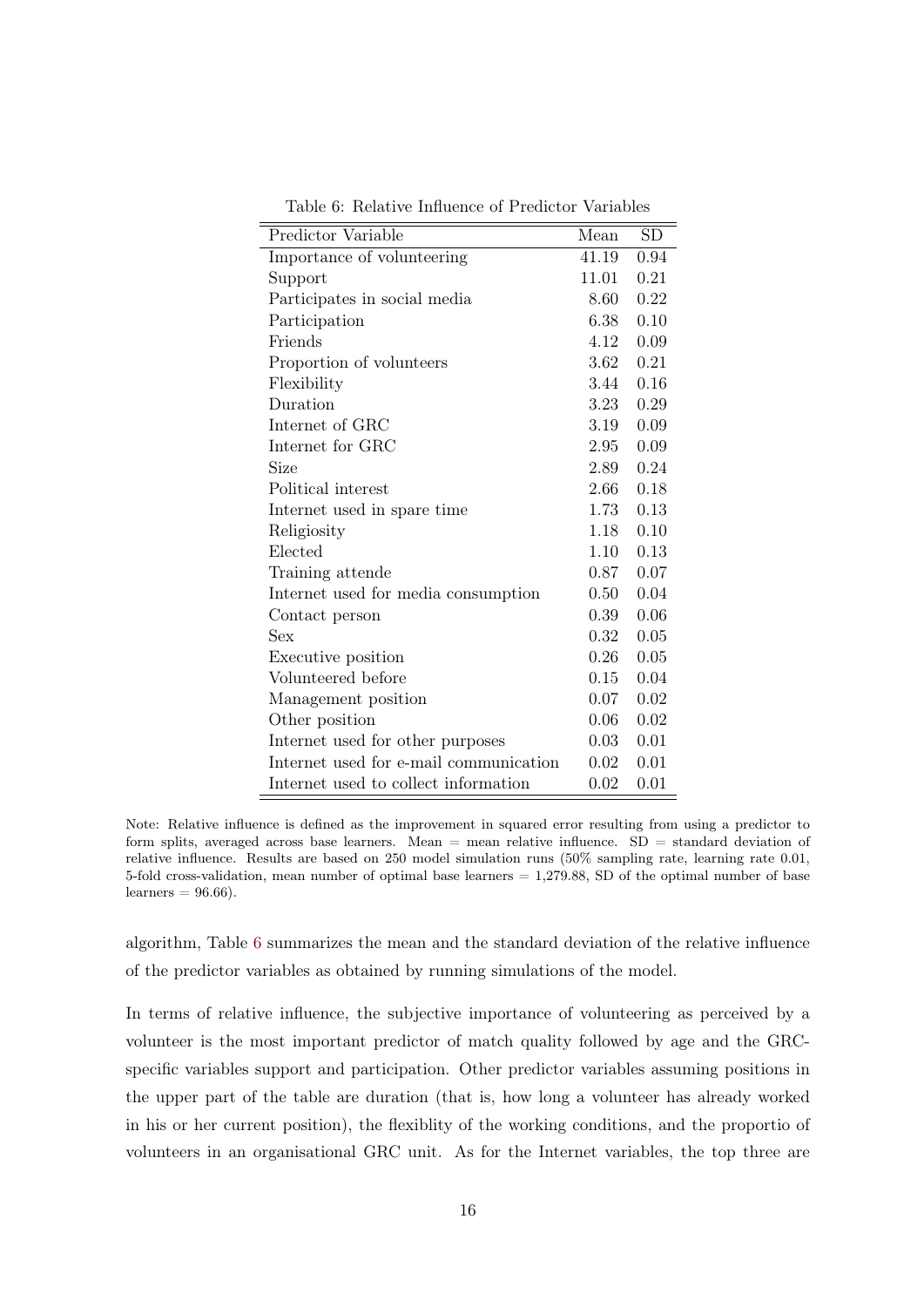Table 6: Relative Influence of Predictor Variables

| Predictor Variable | Mean | SD |
|---|---|---|
| Importance of volunteering | 41.19 | 0.94 |
| Support | 11.01 | 0.21 |
| Participates in social media | 8.60 | 0.22 |
| Participation | 6.38 | 0.10 |
| Friends | 4.12 | 0.09 |
| Proportion of volunteers | 3.62 | 0.21 |
| Flexibility | 3.44 | 0.16 |
| Duration | 3.23 | 0.29 |
| Internet of GRC | 3.19 | 0.09 |
| Internet for GRC | 2.95 | 0.09 |
| Size | 2.89 | 0.24 |
| Political interest | 2.66 | 0.18 |
| Internet used in spare time | 1.73 | 0.13 |
| Religiosity | 1.18 | 0.10 |
| Elected | 1.10 | 0.13 |
| Training attende | 0.87 | 0.07 |
| Internet used for media consumption | 0.50 | 0.04 |
| Contact person | 0.39 | 0.06 |
| Sex | 0.32 | 0.05 |
| Executive position | 0.26 | 0.05 |
| Volunteered before | 0.15 | 0.04 |
| Management position | 0.07 | 0.02 |
| Other position | 0.06 | 0.02 |
| Internet used for other purposes | 0.03 | 0.01 |
| Internet used for e-mail communication | 0.02 | 0.01 |
| Internet used to collect information | 0.02 | 0.01 |

Note: Relative influence is defined as the improvement in squared error resulting from using a predictor to form splits, averaged across base learners. Mean = mean relative influence. SD = standard deviation of relative influence. Results are based on 250 model simulation runs (50% sampling rate, learning rate 0.01, 5-fold cross-validation, mean number of optimal base learners = 1,279.88, SD of the optimal number of base learners = 96.66).

algorithm, Table 6 summarizes the mean and the standard deviation of the relative influence of the predictor variables as obtained by running simulations of the model.

In terms of relative influence, the subjective importance of volunteering as perceived by a volunteer is the most important predictor of match quality followed by age and the GRC-specific variables support and participation. Other predictor variables assuming positions in the upper part of the table are duration (that is, how long a volunteer has already worked in his or her current position), the flexiblity of the working conditions, and the proportio of volunteers in an organisational GRC unit. As for the Internet variables, the top three are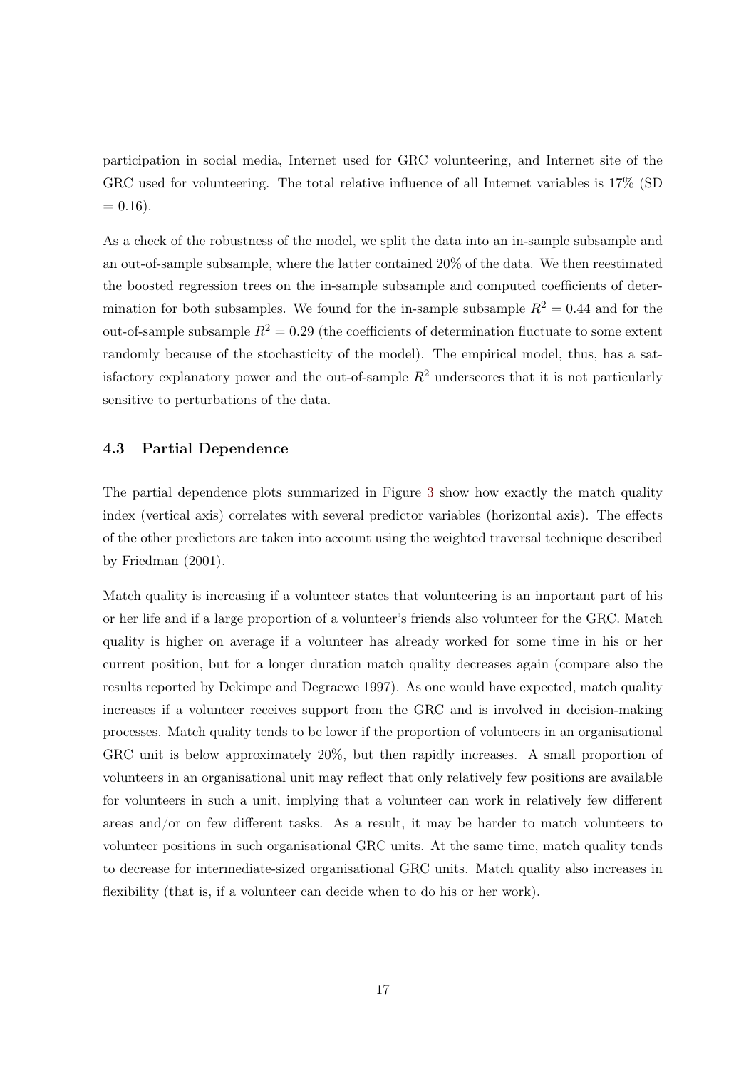participation in social media, Internet used for GRC volunteering, and Internet site of the GRC used for volunteering. The total relative influence of all Internet variables is 17% (SD = 0.16).

As a check of the robustness of the model, we split the data into an in-sample subsample and an out-of-sample subsample, where the latter contained 20% of the data. We then reestimated the boosted regression trees on the in-sample subsample and computed coefficients of determination for both subsamples. We found for the in-sample subsample $R^2 = 0.44$ and for the out-of-sample subsample $R^2 = 0.29$ (the coefficients of determination fluctuate to some extent randomly because of the stochasticity of the model). The empirical model, thus, has a satisfactory explanatory power and the out-of-sample $R^2$ underscores that it is not particularly sensitive to perturbations of the data.

### 4.3 Partial Dependence

The partial dependence plots summarized in Figure 3 show how exactly the match quality index (vertical axis) correlates with several predictor variables (horizontal axis). The effects of the other predictors are taken into account using the weighted traversal technique described by Friedman (2001).

Match quality is increasing if a volunteer states that volunteering is an important part of his or her life and if a large proportion of a volunteer's friends also volunteer for the GRC. Match quality is higher on average if a volunteer has already worked for some time in his or her current position, but for a longer duration match quality decreases again (compare also the results reported by Dekimpe and Degraewe 1997). As one would have expected, match quality increases if a volunteer receives support from the GRC and is involved in decision-making processes. Match quality tends to be lower if the proportion of volunteers in an organisational GRC unit is below approximately 20%, but then rapidly increases. A small proportion of volunteers in an organisational unit may reflect that only relatively few positions are available for volunteers in such a unit, implying that a volunteer can work in relatively few different areas and/or on few different tasks. As a result, it may be harder to match volunteers to volunteer positions in such organisational GRC units. At the same time, match quality tends to decrease for intermediate-sized organisational GRC units. Match quality also increases in flexibility (that is, if a volunteer can decide when to do his or her work).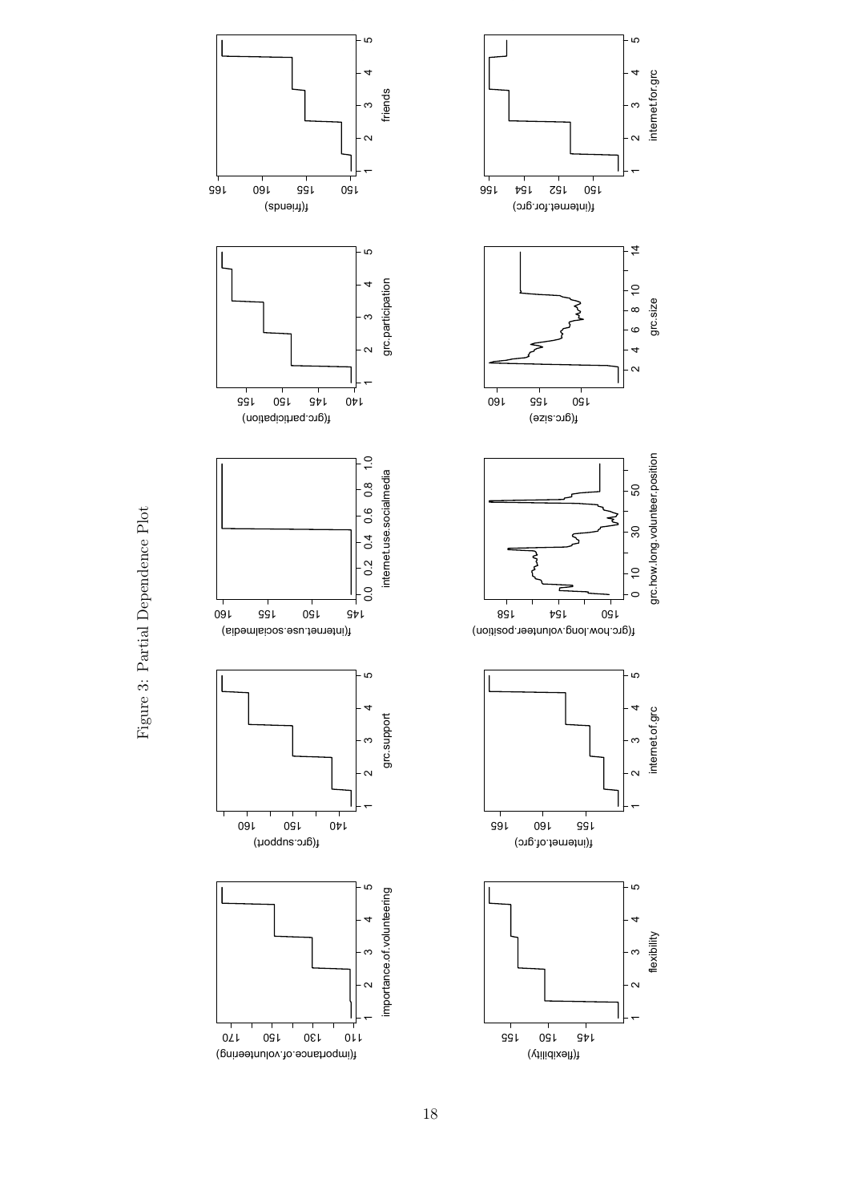Figure 3: Partial Dependence Plot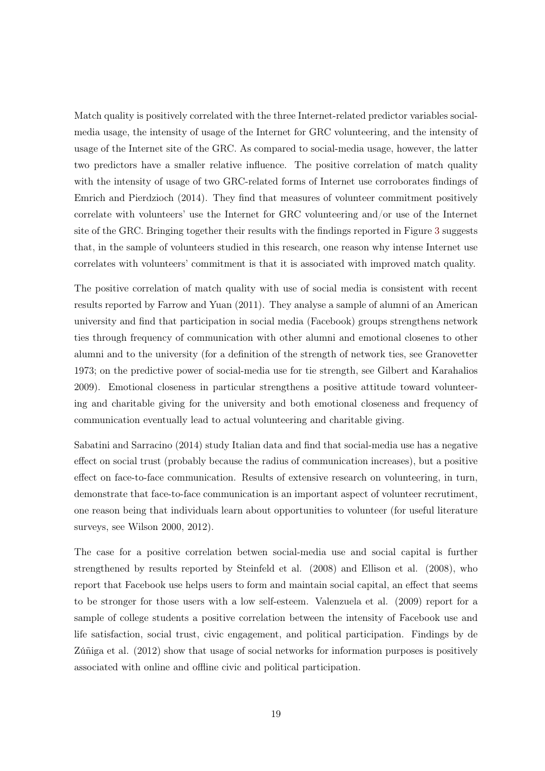Match quality is positively correlated with the three Internet-related predictor variables social-media usage, the intensity of usage of the Internet for GRC volunteering, and the intensity of usage of the Internet site of the GRC. As compared to social-media usage, however, the latter two predictors have a smaller relative influence. The positive correlation of match quality with the intensity of usage of two GRC-related forms of Internet use corroborates findings of Emrich and Pierdzioch (2014). They find that measures of volunteer commitment positively correlate with volunteers' use the Internet for GRC volunteering and/or use of the Internet site of the GRC. Bringing together their results with the findings reported in Figure 3 suggests that, in the sample of volunteers studied in this research, one reason why intense Internet use correlates with volunteers' commitment is that it is associated with improved match quality.

The positive correlation of match quality with use of social media is consistent with recent results reported by Farrow and Yuan (2011). They analyse a sample of alumni of an American university and find that participation in social media (Facebook) groups strengthens network ties through frequency of communication with other alumni and emotional closenes to other alumni and to the university (for a definition of the strength of network ties, see Granovetter 1973; on the predictive power of social-media use for tie strength, see Gilbert and Karahalios 2009). Emotional closeness in particular strengthens a positive attitude toward volunteering and charitable giving for the university and both emotional closeness and frequency of communication eventually lead to actual volunteering and charitable giving.

Sabatini and Sarracino (2014) study Italian data and find that social-media use has a negative effect on social trust (probably because the radius of communication increases), but a positive effect on face-to-face communication. Results of extensive research on volunteering, in turn, demonstrate that face-to-face communication is an important aspect of volunteer recrutiment, one reason being that individuals learn about opportunities to volunteer (for useful literature surveys, see Wilson 2000, 2012).

The case for a positive correlation betwen social-media use and social capital is further strengthened by results reported by Steinfeld et al. (2008) and Ellison et al. (2008), who report that Facebook use helps users to form and maintain social capital, an effect that seems to be stronger for those users with a low self-esteem. Valenzuela et al. (2009) report for a sample of college students a positive correlation between the intensity of Facebook use and life satisfaction, social trust, civic engagement, and political participation. Findings by de Zúñiga et al. (2012) show that usage of social networks for information purposes is positively associated with online and offline civic and political participation.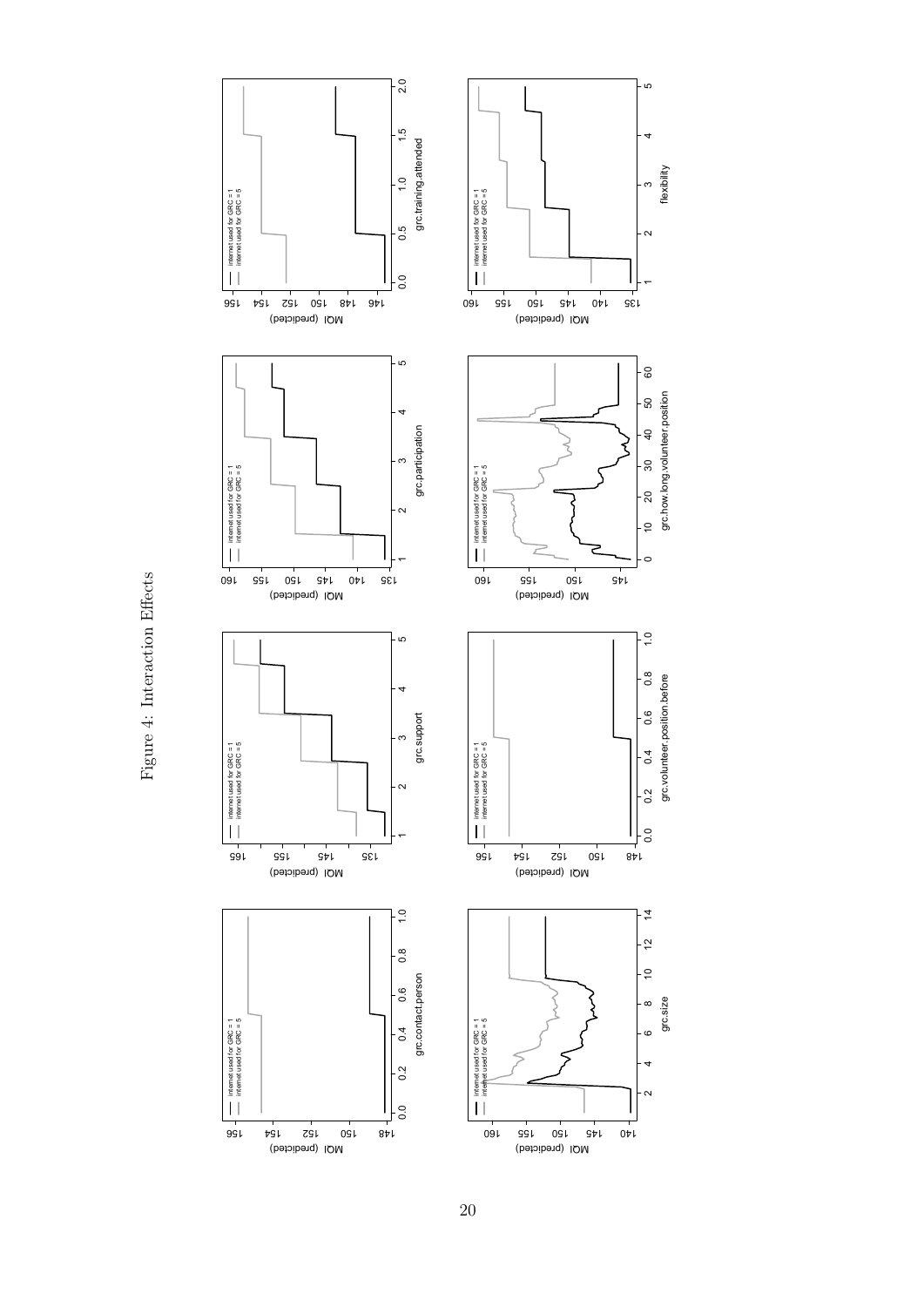Figure 4: Interaction Effects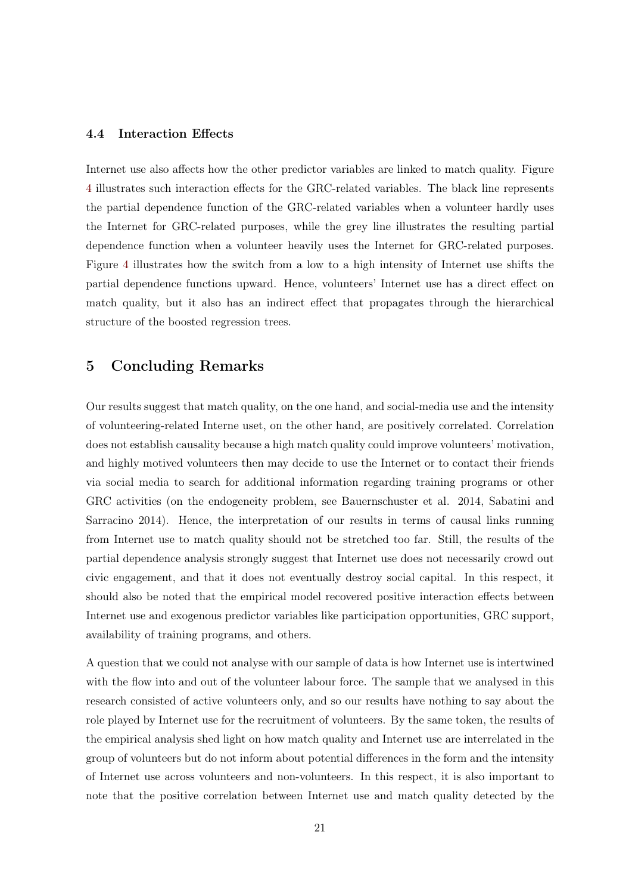### 4.4 Interaction Effects

Internet use also affects how the other predictor variables are linked to match quality. Figure 4 illustrates such interaction effects for the GRC-related variables. The black line represents the partial dependence function of the GRC-related variables when a volunteer hardly uses the Internet for GRC-related purposes, while the grey line illustrates the resulting partial dependence function when a volunteer heavily uses the Internet for GRC-related purposes. Figure 4 illustrates how the switch from a low to a high intensity of Internet use shifts the partial dependence functions upward. Hence, volunteers' Internet use has a direct effect on match quality, but it also has an indirect effect that propagates through the hierarchical structure of the boosted regression trees.

## 5 Concluding Remarks

Our results suggest that match quality, on the one hand, and social-media use and the intensity of volunteering-related Interne uset, on the other hand, are positively correlated. Correlation does not establish causality because a high match quality could improve volunteers' motivation, and highly motived volunteers then may decide to use the Internet or to contact their friends via social media to search for additional information regarding training programs or other GRC activities (on the endogeneity problem, see Bauernschuster et al. 2014, Sabatini and Sarracino 2014). Hence, the interpretation of our results in terms of causal links running from Internet use to match quality should not be stretched too far. Still, the results of the partial dependence analysis strongly suggest that Internet use does not necessarily crowd out civic engagement, and that it does not eventually destroy social capital. In this respect, it should also be noted that the empirical model recovered positive interaction effects between Internet use and exogenous predictor variables like participation opportunities, GRC support, availability of training programs, and others.

A question that we could not analyse with our sample of data is how Internet use is intertwined with the flow into and out of the volunteer labour force. The sample that we analysed in this research consisted of active volunteers only, and so our results have nothing to say about the role played by Internet use for the recruitment of volunteers. By the same token, the results of the empirical analysis shed light on how match quality and Internet use are interrelated in the group of volunteers but do not inform about potential differences in the form and the intensity of Internet use across volunteers and non-volunteers. In this respect, it is also important to note that the positive correlation between Internet use and match quality detected by the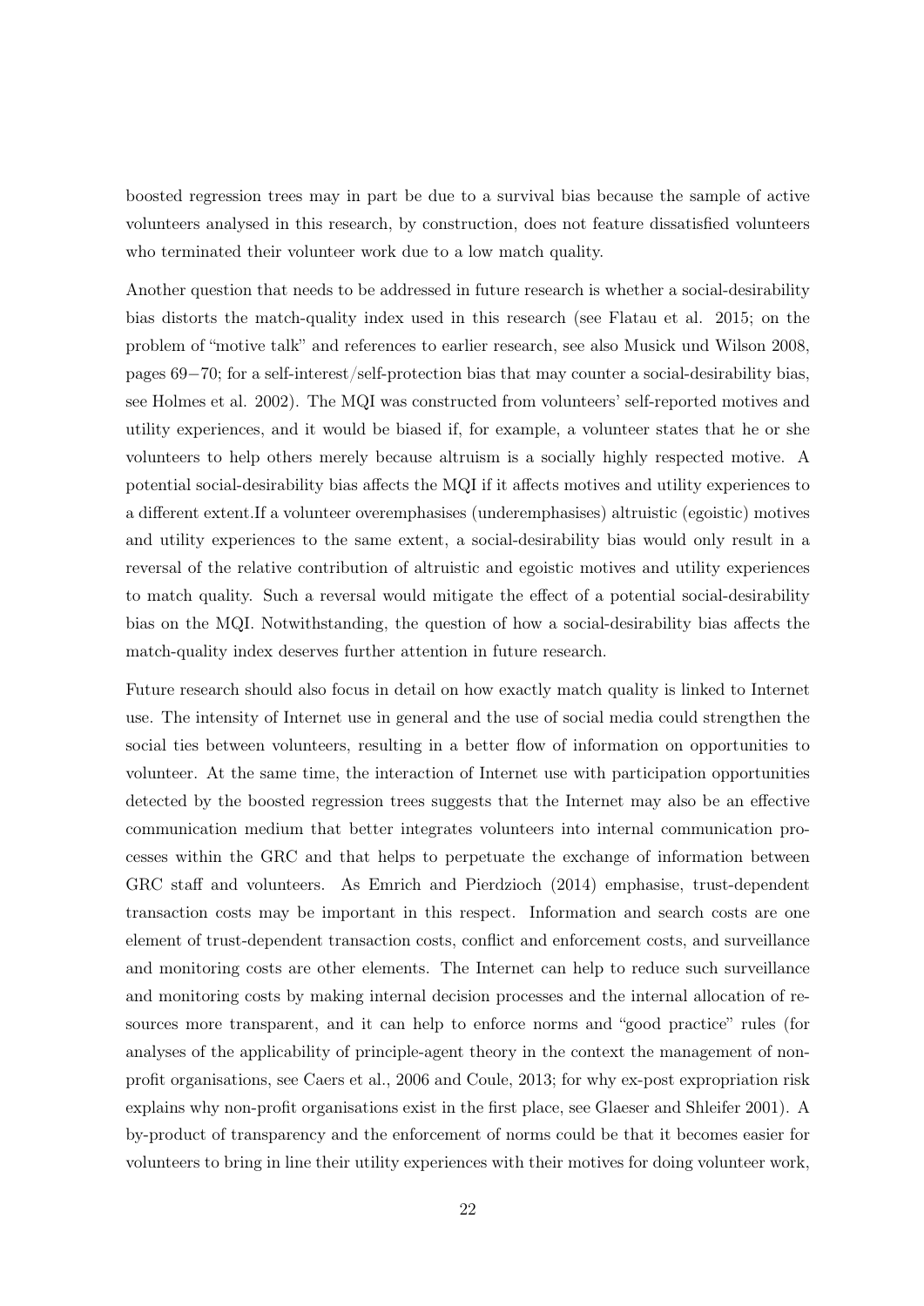boosted regression trees may in part be due to a survival bias because the sample of active volunteers analysed in this research, by construction, does not feature dissatisfied volunteers who terminated their volunteer work due to a low match quality.

Another question that needs to be addressed in future research is whether a social-desirability bias distorts the match-quality index used in this research (see Flatau et al. 2015; on the problem of "motive talk" and references to earlier research, see also Musick und Wilson 2008, pages 69−70; for a self-interest/self-protection bias that may counter a social-desirability bias, see Holmes et al. 2002). The MQI was constructed from volunteers' self-reported motives and utility experiences, and it would be biased if, for example, a volunteer states that he or she volunteers to help others merely because altruism is a socially highly respected motive. A potential social-desirability bias affects the MQI if it affects motives and utility experiences to a different extent.If a volunteer overemphasises (underemphasises) altruistic (egoistic) motives and utility experiences to the same extent, a social-desirability bias would only result in a reversal of the relative contribution of altruistic and egoistic motives and utility experiences to match quality. Such a reversal would mitigate the effect of a potential social-desirability bias on the MQI. Notwithstanding, the question of how a social-desirability bias affects the match-quality index deserves further attention in future research.

Future research should also focus in detail on how exactly match quality is linked to Internet use. The intensity of Internet use in general and the use of social media could strengthen the social ties between volunteers, resulting in a better flow of information on opportunities to volunteer. At the same time, the interaction of Internet use with participation opportunities detected by the boosted regression trees suggests that the Internet may also be an effective communication medium that better integrates volunteers into internal communication processes within the GRC and that helps to perpetuate the exchange of information between GRC staff and volunteers. As Emrich and Pierdzioch (2014) emphasise, trust-dependent transaction costs may be important in this respect. Information and search costs are one element of trust-dependent transaction costs, conflict and enforcement costs, and surveillance and monitoring costs are other elements. The Internet can help to reduce such surveillance and monitoring costs by making internal decision processes and the internal allocation of resources more transparent, and it can help to enforce norms and "good practice" rules (for analyses of the applicability of principle-agent theory in the context the management of non-profit organisations, see Caers et al., 2006 and Coule, 2013; for why ex-post expropriation risk explains why non-profit organisations exist in the first place, see Glaeser and Shleifer 2001). A by-product of transparency and the enforcement of norms could be that it becomes easier for volunteers to bring in line their utility experiences with their motives for doing volunteer work,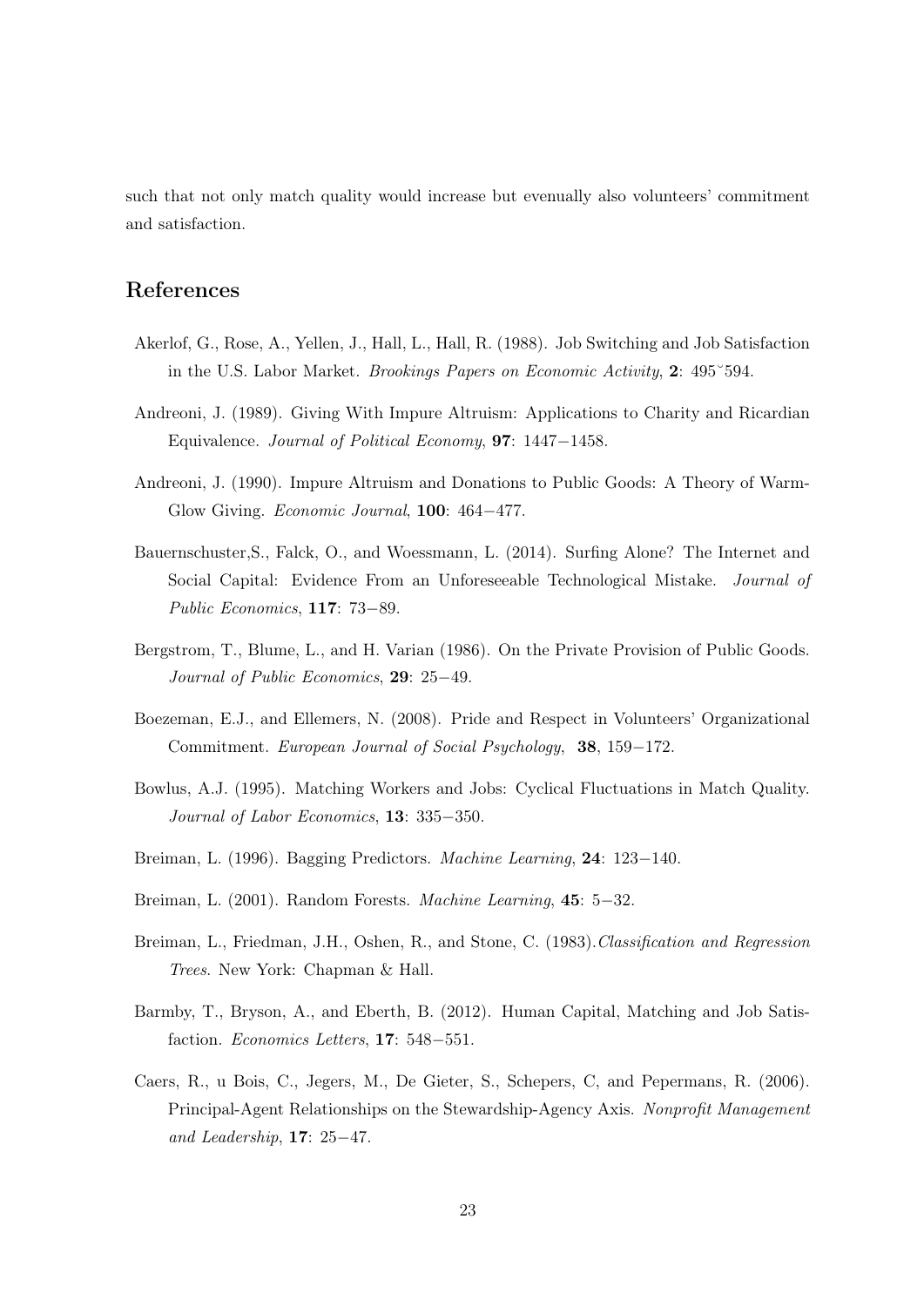such that not only match quality would increase but evenually also volunteers' commitment and satisfaction.

## References

Akerlof, G., Rose, A., Yellen, J., Hall, L., Hall, R. (1988). Job Switching and Job Satisfaction in the U.S. Labor Market. *Brookings Papers on Economic Activity*, **2**: 495˘594.

Andreoni, J. (1989). Giving With Impure Altruism: Applications to Charity and Ricardian Equivalence. *Journal of Political Economy*, **97**: 1447−1458.

Andreoni, J. (1990). Impure Altruism and Donations to Public Goods: A Theory of Warm-Glow Giving. *Economic Journal*, **100**: 464−477.

Bauernschuster,S., Falck, O., and Woessmann, L. (2014). Surfing Alone? The Internet and Social Capital: Evidence From an Unforeseeable Technological Mistake. *Journal of Public Economics*, **117**: 73−89.

Bergstrom, T., Blume, L., and H. Varian (1986). On the Private Provision of Public Goods. *Journal of Public Economics*, **29**: 25−49.

Boezeman, E.J., and Ellemers, N. (2008). Pride and Respect in Volunteers' Organizational Commitment. *European Journal of Social Psychology*, **38**, 159−172.

Bowlus, A.J. (1995). Matching Workers and Jobs: Cyclical Fluctuations in Match Quality. *Journal of Labor Economics*, **13**: 335−350.

Breiman, L. (1996). Bagging Predictors. *Machine Learning*, **24**: 123−140.

Breiman, L. (2001). Random Forests. *Machine Learning*, **45**: 5−32.

Breiman, L., Friedman, J.H., Oshen, R., and Stone, C. (1983).*Classification and Regression Trees*. New York: Chapman & Hall.

Barmby, T., Bryson, A., and Eberth, B. (2012). Human Capital, Matching and Job Satisfaction. *Economics Letters*, **17**: 548−551.

Caers, R., u Bois, C., Jegers, M., De Gieter, S., Schepers, C, and Pepermans, R. (2006). Principal-Agent Relationships on the Stewardship-Agency Axis. *Nonprofit Management and Leadership*, **17**: 25−47.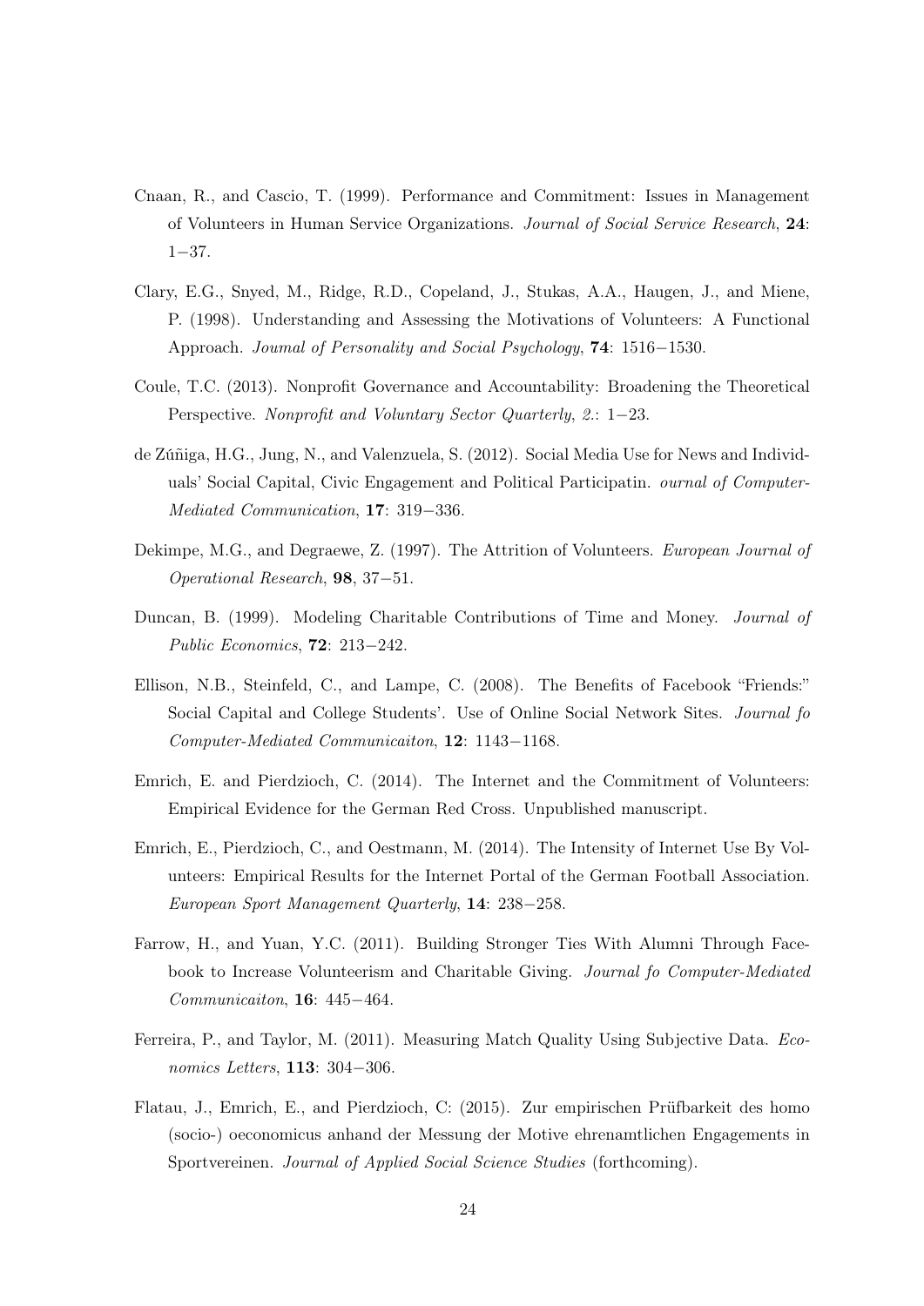Cnaan, R., and Cascio, T. (1999). Performance and Commitment: Issues in Management of Volunteers in Human Service Organizations. *Journal of Social Service Research*, **24**: 1−37.

Clary, E.G., Snyed, M., Ridge, R.D., Copeland, J., Stukas, A.A., Haugen, J., and Miene, P. (1998). Understanding and Assessing the Motivations of Volunteers: A Functional Approach. *Joumal of Personality and Social Psychology*, **74**: 1516−1530.

Coule, T.C. (2013). Nonprofit Governance and Accountability: Broadening the Theoretical Perspective. *Nonprofit and Voluntary Sector Quarterly*, *2.*: 1−23.

de Zúñiga, H.G., Jung, N., and Valenzuela, S. (2012). Social Media Use for News and Individuals' Social Capital, Civic Engagement and Political Participatin. *ournal of Computer-Mediated Communication*, **17**: 319−336.

Dekimpe, M.G., and Degraewe, Z. (1997). The Attrition of Volunteers. *European Journal of Operational Research*, **98**, 37−51.

Duncan, B. (1999). Modeling Charitable Contributions of Time and Money. *Journal of Public Economics*, **72**: 213−242.

Ellison, N.B., Steinfeld, C., and Lampe, C. (2008). The Benefits of Facebook "Friends:" Social Capital and College Students'. Use of Online Social Network Sites. *Journal fo Computer-Mediated Communicaiton*, **12**: 1143−1168.

Emrich, E. and Pierdzioch, C. (2014). The Internet and the Commitment of Volunteers: Empirical Evidence for the German Red Cross. Unpublished manuscript.

Emrich, E., Pierdzioch, C., and Oestmann, M. (2014). The Intensity of Internet Use By Volunteers: Empirical Results for the Internet Portal of the German Football Association. *European Sport Management Quarterly*, **14**: 238−258.

Farrow, H., and Yuan, Y.C. (2011). Building Stronger Ties With Alumni Through Facebook to Increase Volunteerism and Charitable Giving. *Journal fo Computer-Mediated Communicaiton*, **16**: 445−464.

Ferreira, P., and Taylor, M. (2011). Measuring Match Quality Using Subjective Data. *Economics Letters*, **113**: 304−306.

Flatau, J., Emrich, E., and Pierdzioch, C: (2015). Zur empirischen Prüfbarkeit des homo (socio-) oeconomicus anhand der Messung der Motive ehrenamtlichen Engagements in Sportvereinen. *Journal of Applied Social Science Studies* (forthcoming).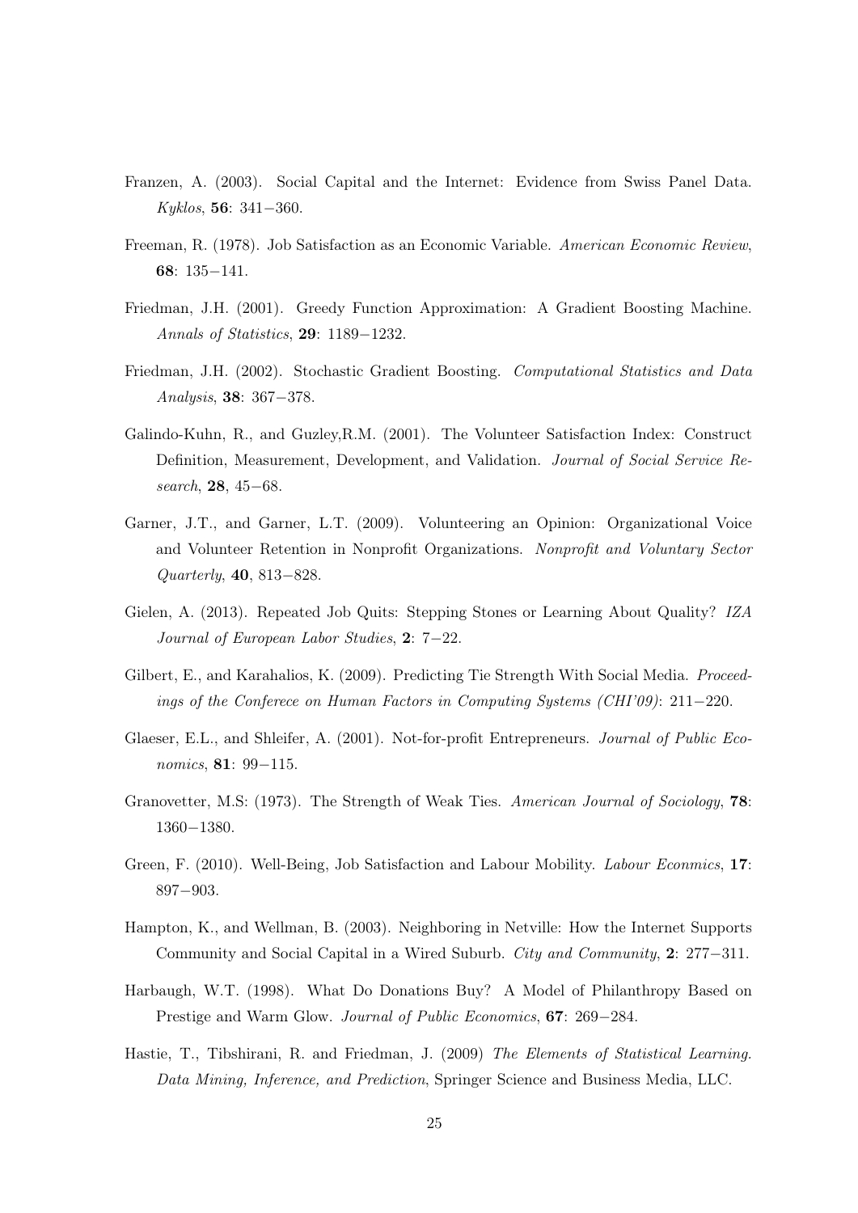Franzen, A. (2003). Social Capital and the Internet: Evidence from Swiss Panel Data. *Kyklos*, **56**: 341−360.

Freeman, R. (1978). Job Satisfaction as an Economic Variable. *American Economic Review*, **68**: 135−141.

Friedman, J.H. (2001). Greedy Function Approximation: A Gradient Boosting Machine. *Annals of Statistics*, **29**: 1189−1232.

Friedman, J.H. (2002). Stochastic Gradient Boosting. *Computational Statistics and Data Analysis*, **38**: 367−378.

Galindo-Kuhn, R., and Guzley,R.M. (2001). The Volunteer Satisfaction Index: Construct Definition, Measurement, Development, and Validation. *Journal of Social Service Research*, **28**, 45−68.

Garner, J.T., and Garner, L.T. (2009). Volunteering an Opinion: Organizational Voice and Volunteer Retention in Nonprofit Organizations. *Nonprofit and Voluntary Sector Quarterly*, **40**, 813−828.

Gielen, A. (2013). Repeated Job Quits: Stepping Stones or Learning About Quality? *IZA Journal of European Labor Studies*, **2**: 7−22.

Gilbert, E., and Karahalios, K. (2009). Predicting Tie Strength With Social Media. *Proceedings of the Conferece on Human Factors in Computing Systems (CHI'09)*: 211−220.

Glaeser, E.L., and Shleifer, A. (2001). Not-for-profit Entrepreneurs. *Journal of Public Economics*, **81**: 99−115.

Granovetter, M.S: (1973). The Strength of Weak Ties. *American Journal of Sociology*, **78**: 1360−1380.

Green, F. (2010). Well-Being, Job Satisfaction and Labour Mobility. *Labour Econmics*, **17**: 897−903.

Hampton, K., and Wellman, B. (2003). Neighboring in Netville: How the Internet Supports Community and Social Capital in a Wired Suburb. *City and Community*, **2**: 277−311.

Harbaugh, W.T. (1998). What Do Donations Buy? A Model of Philanthropy Based on Prestige and Warm Glow. *Journal of Public Economics*, **67**: 269−284.

Hastie, T., Tibshirani, R. and Friedman, J. (2009) *The Elements of Statistical Learning. Data Mining, Inference, and Prediction*, Springer Science and Business Media, LLC.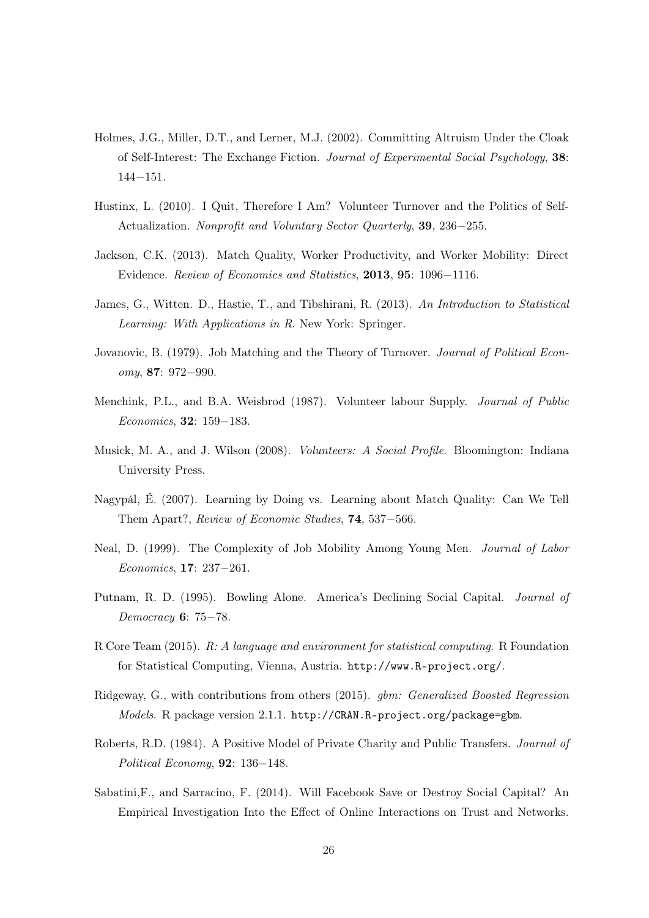Holmes, J.G., Miller, D.T., and Lerner, M.J. (2002). Committing Altruism Under the Cloak of Self-Interest: The Exchange Fiction. *Journal of Experimental Social Psychology*, **38**: 144−151.

Hustinx, L. (2010). I Quit, Therefore I Am? Volunteer Turnover and the Politics of Self-Actualization. *Nonprofit and Voluntary Sector Quarterly*, **39**, 236−255.

Jackson, C.K. (2013). Match Quality, Worker Productivity, and Worker Mobility: Direct Evidence. *Review of Economics and Statistics*, **2013**, **95**: 1096−1116.

James, G., Witten. D., Hastie, T., and Tibshirani, R. (2013). *An Introduction to Statistical Learning: With Applications in R*. New York: Springer.

Jovanovic, B. (1979). Job Matching and the Theory of Turnover. *Journal of Political Economy*, **87**: 972−990.

Menchink, P.L., and B.A. Weisbrod (1987). Volunteer labour Supply. *Journal of Public Economics*, **32**: 159−183.

Musick, M. A., and J. Wilson (2008). *Volunteers: A Social Profile*. Bloomington: Indiana University Press.

Nagypál, É. (2007). Learning by Doing vs. Learning about Match Quality: Can We Tell Them Apart?, *Review of Economic Studies*, **74**, 537−566.

Neal, D. (1999). The Complexity of Job Mobility Among Young Men. *Journal of Labor Economics*, **17**: 237−261.

Putnam, R. D. (1995). Bowling Alone. America's Declining Social Capital. *Journal of Democracy* **6**: 75−78.

R Core Team (2015). *R: A language and environment for statistical computing*. R Foundation for Statistical Computing, Vienna, Austria. http://www.R-project.org/.

Ridgeway, G., with contributions from others (2015). *gbm: Generalized Boosted Regression Models*. R package version 2.1.1. http://CRAN.R-project.org/package=gbm.

Roberts, R.D. (1984). A Positive Model of Private Charity and Public Transfers. *Journal of Political Economy*, **92**: 136−148.

Sabatini,F., and Sarracino, F. (2014). Will Facebook Save or Destroy Social Capital? An Empirical Investigation Into the Effect of Online Interactions on Trust and Networks.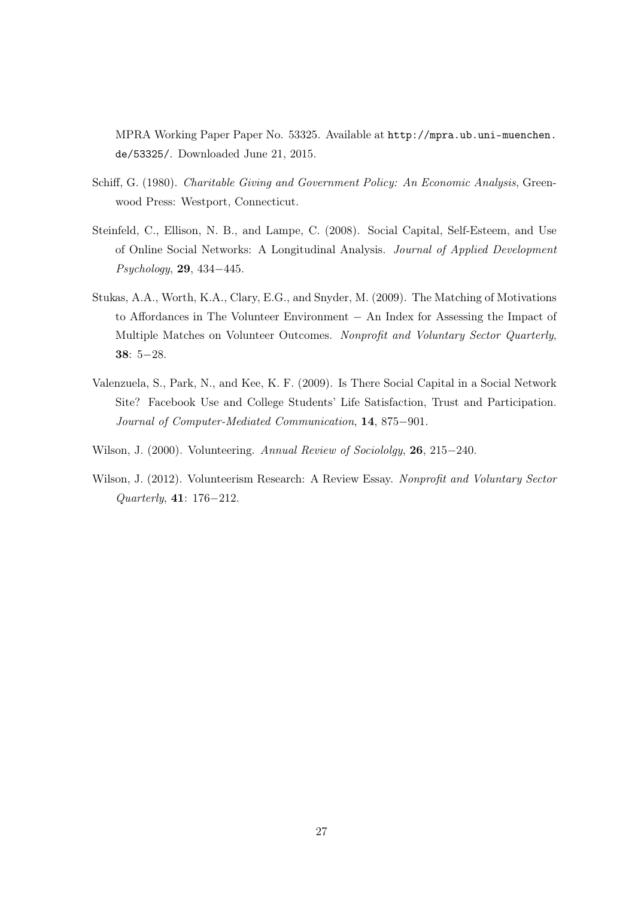MPRA Working Paper Paper No. 53325. Available at http://mpra.ub.uni-muenchen.de/53325/. Downloaded June 21, 2015.

Schiff, G. (1980). *Charitable Giving and Government Policy: An Economic Analysis*, Greenwood Press: Westport, Connecticut.

Steinfeld, C., Ellison, N. B., and Lampe, C. (2008). Social Capital, Self-Esteem, and Use of Online Social Networks: A Longitudinal Analysis. *Journal of Applied Development Psychology*, **29**, 434−445.

Stukas, A.A., Worth, K.A., Clary, E.G., and Snyder, M. (2009). The Matching of Motivations to Affordances in The Volunteer Environment − An Index for Assessing the Impact of Multiple Matches on Volunteer Outcomes. *Nonprofit and Voluntary Sector Quarterly*, **38**: 5−28.

Valenzuela, S., Park, N., and Kee, K. F. (2009). Is There Social Capital in a Social Network Site? Facebook Use and College Students' Life Satisfaction, Trust and Participation. *Journal of Computer-Mediated Communication*, **14**, 875−901.

Wilson, J. (2000). Volunteering. *Annual Review of Sociololgy*, **26**, 215−240.

Wilson, J. (2012). Volunteerism Research: A Review Essay. *Nonprofit and Voluntary Sector Quarterly*, **41**: 176−212.